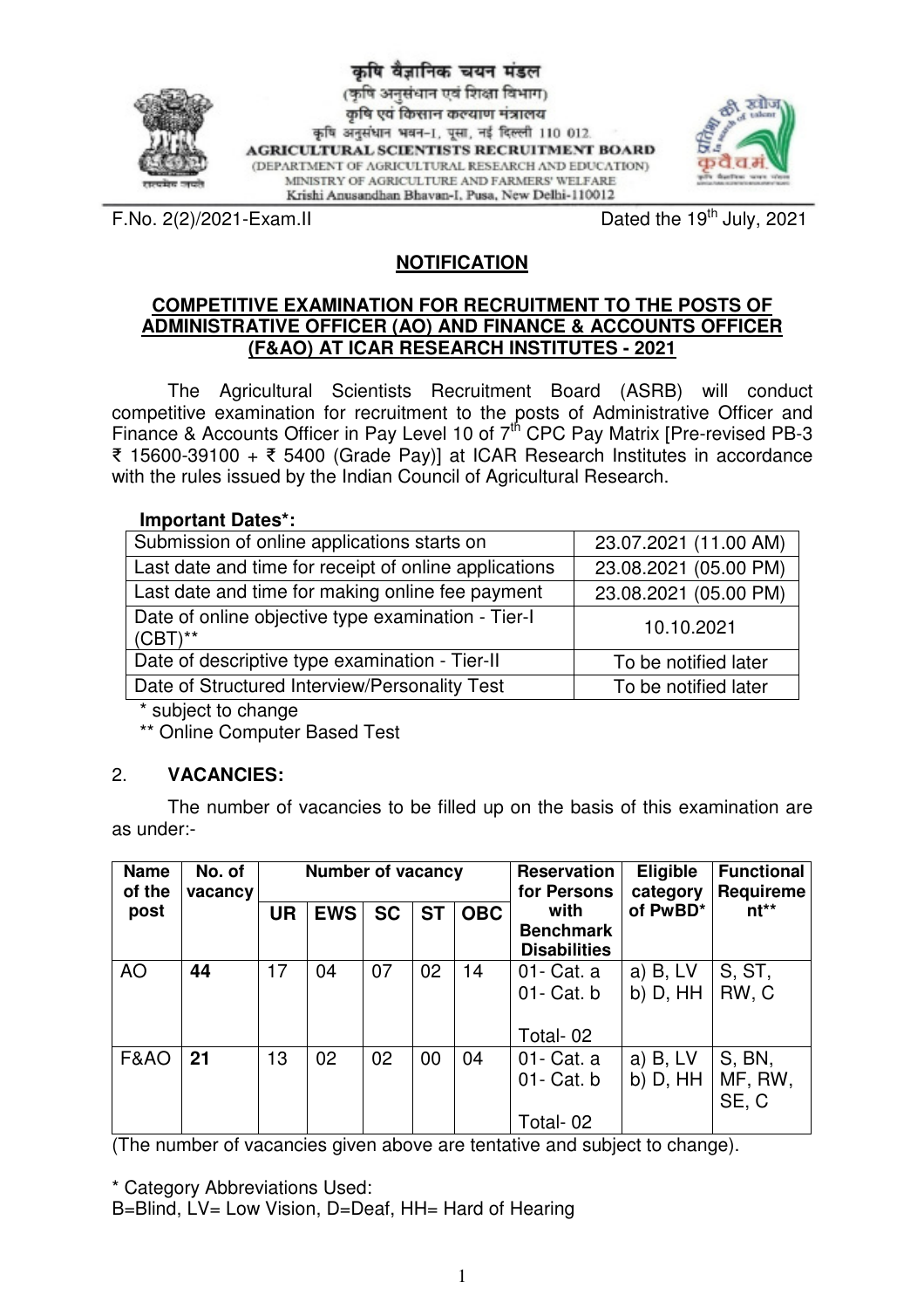कृषि वैज्ञानिक चयन मंडल
(कृषि अनुसंधान एवं शिक्षा विभाग)
कृषि एवं किसान कल्याण मंत्रालय
कृषि अनुसंधान भवन-1, पूसा, नई दिल्ली 110 012

**AGRICULTURAL SCIENTISTS RECRUITMENT BOARD**
(DEPARTMENT OF AGRICULTURAL RESEARCH AND EDUCATION)
MINISTRY OF AGRICULTURE AND FARMERS' WELFARE
Krishi Anusandhan Bhavan-I, Pusa, New Delhi-110012

F.No. 2(2)/2021-Exam.II Dated the 19th July, 2021

## NOTIFICATION

### COMPETITIVE EXAMINATION FOR RECRUITMENT TO THE POSTS OF ADMINISTRATIVE OFFICER (AO) AND FINANCE & ACCOUNTS OFFICER (F&AO) AT ICAR RESEARCH INSTITUTES - 2021

The Agricultural Scientists Recruitment Board (ASRB) will conduct competitive examination for recruitment to the posts of Administrative Officer and Finance & Accounts Officer in Pay Level 10 of 7th CPC Pay Matrix [Pre-revised PB-3 ₹ 15600-39100 + ₹ 5400 (Grade Pay)] at ICAR Research Institutes in accordance with the rules issued by the Indian Council of Agricultural Research.

**Important Dates*:**

| | |
|---|---|
| Submission of online applications starts on | 23.07.2021 (11.00 AM) |
| Last date and time for receipt of online applications | 23.08.2021 (05.00 PM) |
| Last date and time for making online fee payment | 23.08.2021 (05.00 PM) |
| Date of online objective type examination - Tier-I (CBT)** | 10.10.2021 |
| Date of descriptive type examination - Tier-II | To be notified later |
| Date of Structured Interview/Personality Test | To be notified later |

\* subject to change
** Online Computer Based Test

## 2. VACANCIES:

The number of vacancies to be filled up on the basis of this examination are as under:-

| Name of the post | No. of vacancy | Number of vacancy | | | | | Reservation for Persons with Benchmark Disabilities | Eligible category of PwBD* | Functional Requirement** |
|---|---|---|---|---|---|---|---|---|---|
| | | UR | EWS | SC | ST | OBC | | | |
| AO | **44** | 17 | 04 | 07 | 02 | 14 | 01- Cat. a<br>01- Cat. b<br><br>Total- 02 | a) B, LV<br>b) D, HH | S, ST, RW, C |
| F&AO | **21** | 13 | 02 | 02 | 00 | 04 | 01- Cat. a<br>01- Cat. b<br><br>Total- 02 | a) B, LV<br>b) D, HH | S, BN, MF, RW, SE, C |

(The number of vacancies given above are tentative and subject to change).

\* Category Abbreviations Used:
B=Blind, LV= Low Vision, D=Deaf, HH= Hard of Hearing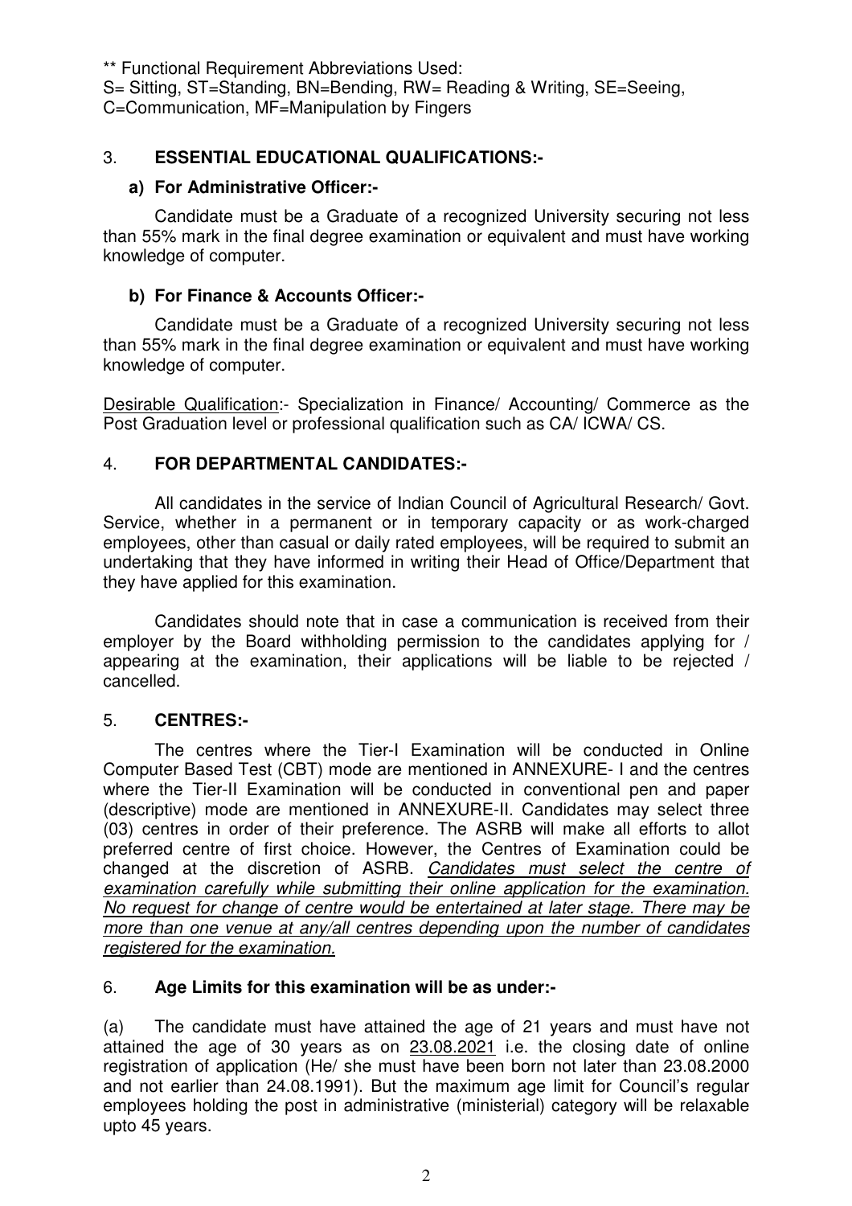** Functional Requirement Abbreviations Used:
S= Sitting, ST=Standing, BN=Bending, RW= Reading & Writing, SE=Seeing, C=Communication, MF=Manipulation by Fingers

## 3. ESSENTIAL EDUCATIONAL QUALIFICATIONS:-

### a) For Administrative Officer:-

Candidate must be a Graduate of a recognized University securing not less than 55% mark in the final degree examination or equivalent and must have working knowledge of computer.

### b) For Finance & Accounts Officer:-

Candidate must be a Graduate of a recognized University securing not less than 55% mark in the final degree examination or equivalent and must have working knowledge of computer.

Desirable Qualification:- Specialization in Finance/ Accounting/ Commerce as the Post Graduation level or professional qualification such as CA/ ICWA/ CS.

## 4. FOR DEPARTMENTAL CANDIDATES:-

All candidates in the service of Indian Council of Agricultural Research/ Govt. Service, whether in a permanent or in temporary capacity or as work-charged employees, other than casual or daily rated employees, will be required to submit an undertaking that they have informed in writing their Head of Office/Department that they have applied for this examination.

Candidates should note that in case a communication is received from their employer by the Board withholding permission to the candidates applying for / appearing at the examination, their applications will be liable to be rejected / cancelled.

## 5. CENTRES:-

The centres where the Tier-I Examination will be conducted in Online Computer Based Test (CBT) mode are mentioned in ANNEXURE- I and the centres where the Tier-II Examination will be conducted in conventional pen and paper (descriptive) mode are mentioned in ANNEXURE-II. Candidates may select three (03) centres in order of their preference. The ASRB will make all efforts to allot preferred centre of first choice. However, the Centres of Examination could be changed at the discretion of ASRB. *Candidates must select the centre of examination carefully while submitting their online application for the examination. No request for change of centre would be entertained at later stage. There may be more than one venue at any/all centres depending upon the number of candidates registered for the examination.*

## 6. Age Limits for this examination will be as under:-

(a) The candidate must have attained the age of 21 years and must have not attained the age of 30 years as on 23.08.2021 i.e. the closing date of online registration of application (He/ she must have been born not later than 23.08.2000 and not earlier than 24.08.1991). But the maximum age limit for Council's regular employees holding the post in administrative (ministerial) category will be relaxable upto 45 years.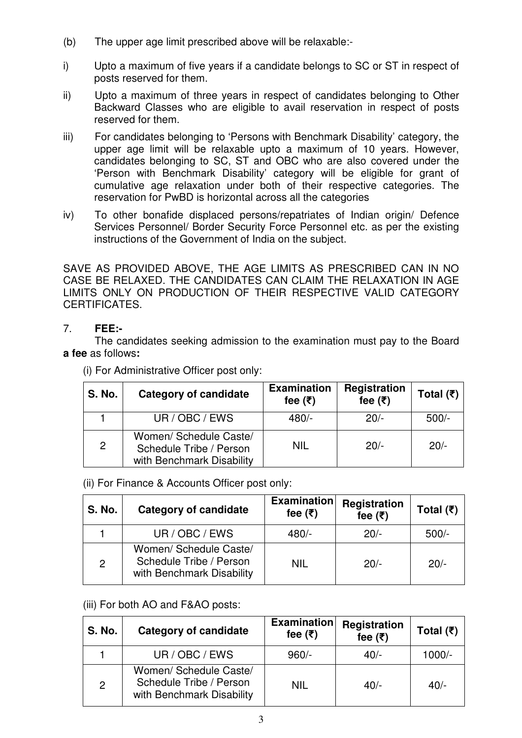(b) The upper age limit prescribed above will be relaxable:-

i) Upto a maximum of five years if a candidate belongs to SC or ST in respect of posts reserved for them.

ii) Upto a maximum of three years in respect of candidates belonging to Other Backward Classes who are eligible to avail reservation in respect of posts reserved for them.

iii) For candidates belonging to 'Persons with Benchmark Disability' category, the upper age limit will be relaxable upto a maximum of 10 years. However, candidates belonging to SC, ST and OBC who are also covered under the 'Person with Benchmark Disability' category will be eligible for grant of cumulative age relaxation under both of their respective categories. The reservation for PwBD is horizontal across all the categories

iv) To other bonafide displaced persons/repatriates of Indian origin/ Defence Services Personnel/ Border Security Force Personnel etc. as per the existing instructions of the Government of India on the subject.

SAVE AS PROVIDED ABOVE, THE AGE LIMITS AS PRESCRIBED CAN IN NO CASE BE RELAXED. THE CANDIDATES CAN CLAIM THE RELAXATION IN AGE LIMITS ONLY ON PRODUCTION OF THEIR RESPECTIVE VALID CATEGORY CERTIFICATES.

7. **FEE:-**

The candidates seeking admission to the examination must pay to the Board **a fee** as follows**:**

(i) For Administrative Officer post only:

| S. No. | Category of candidate | Examination fee (₹) | Registration fee (₹) | Total (₹) |
|---|---|---|---|---|
| 1 | UR / OBC / EWS | 480/- | 20/- | 500/- |
| 2 | Women/ Schedule Caste/ Schedule Tribe / Person with Benchmark Disability | NIL | 20/- | 20/- |

(ii) For Finance & Accounts Officer post only:

| S. No. | Category of candidate | Examination fee (₹) | Registration fee (₹) | Total (₹) |
|---|---|---|---|---|
| 1 | UR / OBC / EWS | 480/- | 20/- | 500/- |
| 2 | Women/ Schedule Caste/ Schedule Tribe / Person with Benchmark Disability | NIL | 20/- | 20/- |

(iii) For both AO and F&AO posts:

| S. No. | Category of candidate | Examination fee (₹) | Registration fee (₹) | Total (₹) |
|---|---|---|---|---|
| 1 | UR / OBC / EWS | 960/- | 40/- | 1000/- |
| 2 | Women/ Schedule Caste/ Schedule Tribe / Person with Benchmark Disability | NIL | 40/- | 40/- |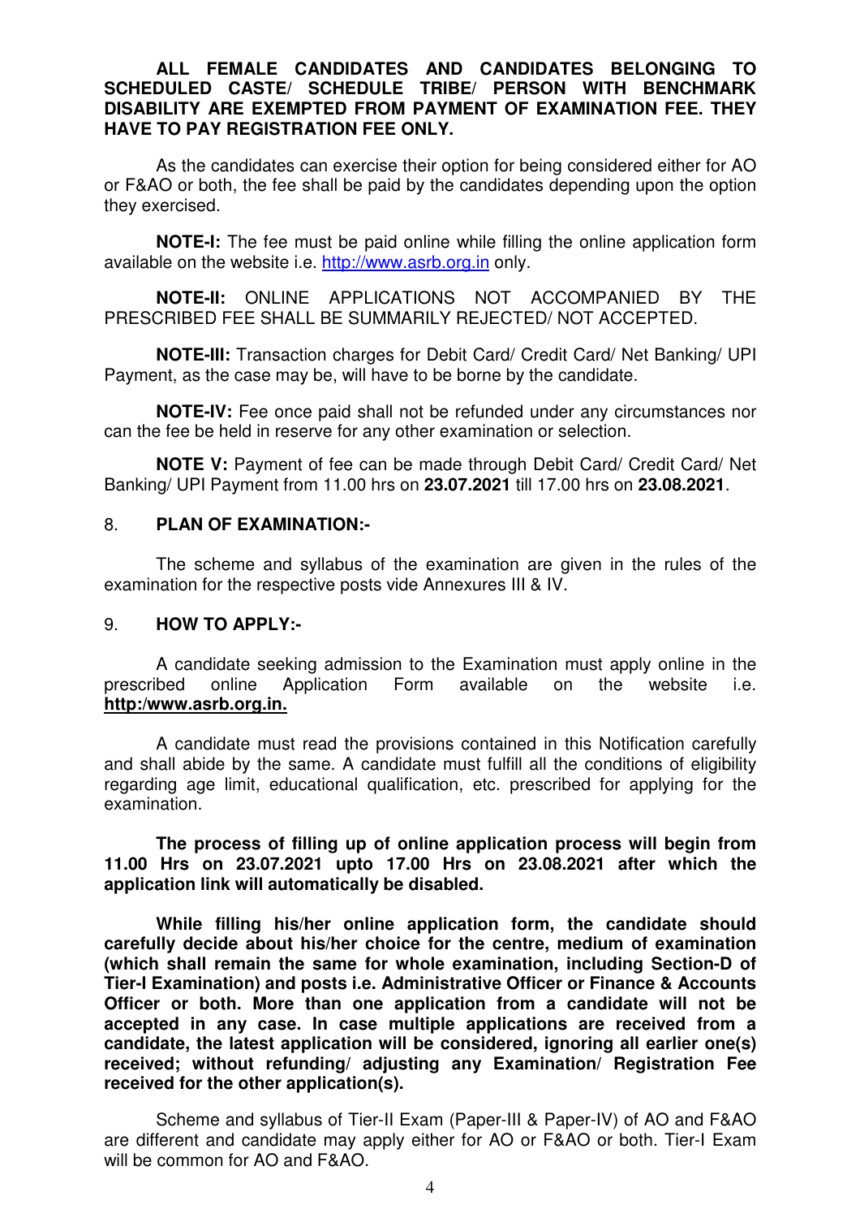**ALL FEMALE CANDIDATES AND CANDIDATES BELONGING TO SCHEDULED CASTE/ SCHEDULE TRIBE/ PERSON WITH BENCHMARK DISABILITY ARE EXEMPTED FROM PAYMENT OF EXAMINATION FEE. THEY HAVE TO PAY REGISTRATION FEE ONLY.**

As the candidates can exercise their option for being considered either for AO or F&AO or both, the fee shall be paid by the candidates depending upon the option they exercised.

**NOTE-I:** The fee must be paid online while filling the online application form available on the website i.e. http://www.asrb.org.in only.

**NOTE-II:** ONLINE APPLICATIONS NOT ACCOMPANIED BY THE PRESCRIBED FEE SHALL BE SUMMARILY REJECTED/ NOT ACCEPTED.

**NOTE-III:** Transaction charges for Debit Card/ Credit Card/ Net Banking/ UPI Payment, as the case may be, will have to be borne by the candidate.

**NOTE-IV:** Fee once paid shall not be refunded under any circumstances nor can the fee be held in reserve for any other examination or selection.

**NOTE V:** Payment of fee can be made through Debit Card/ Credit Card/ Net Banking/ UPI Payment from 11.00 hrs on **23.07.2021** till 17.00 hrs on **23.08.2021**.

## 8. PLAN OF EXAMINATION:-

The scheme and syllabus of the examination are given in the rules of the examination for the respective posts vide Annexures III & IV.

## 9. HOW TO APPLY:-

A candidate seeking admission to the Examination must apply online in the prescribed online Application Form available on the website i.e. **http:/www.asrb.org.in.**

A candidate must read the provisions contained in this Notification carefully and shall abide by the same. A candidate must fulfill all the conditions of eligibility regarding age limit, educational qualification, etc. prescribed for applying for the examination.

**The process of filling up of online application process will begin from 11.00 Hrs on 23.07.2021 upto 17.00 Hrs on 23.08.2021 after which the application link will automatically be disabled.**

**While filling his/her online application form, the candidate should carefully decide about his/her choice for the centre, medium of examination (which shall remain the same for whole examination, including Section-D of Tier-I Examination) and posts i.e. Administrative Officer or Finance & Accounts Officer or both. More than one application from a candidate will not be accepted in any case. In case multiple applications are received from a candidate, the latest application will be considered, ignoring all earlier one(s) received; without refunding/ adjusting any Examination/ Registration Fee received for the other application(s).**

Scheme and syllabus of Tier-II Exam (Paper-III & Paper-IV) of AO and F&AO are different and candidate may apply either for AO or F&AO or both. Tier-I Exam will be common for AO and F&AO.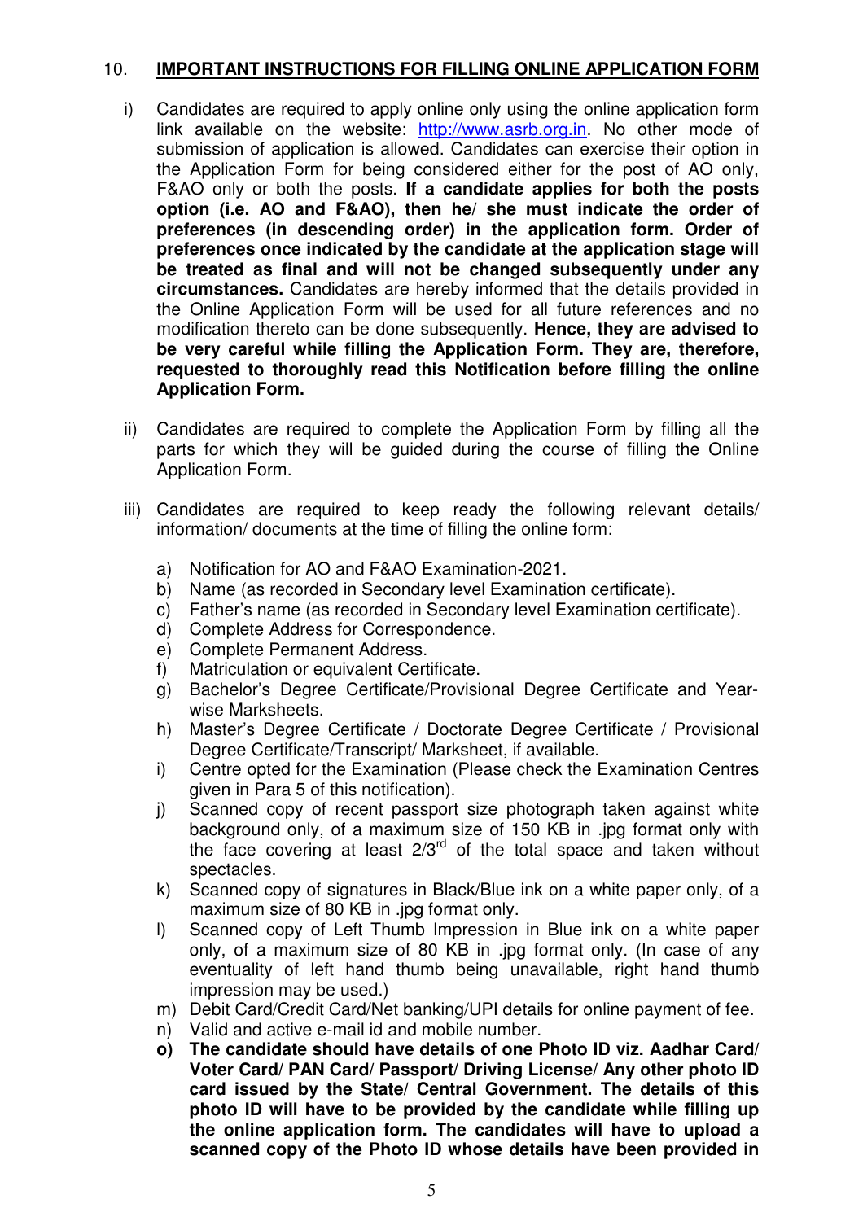## 10. IMPORTANT INSTRUCTIONS FOR FILLING ONLINE APPLICATION FORM

i) Candidates are required to apply online only using the online application form link available on the website: [http://www.asrb.org.in](http://www.asrb.org.in). No other mode of submission of application is allowed. Candidates can exercise their option in the Application Form for being considered either for the post of AO only, F&AO only or both the posts. **If a candidate applies for both the posts option (i.e. AO and F&AO), then he/ she must indicate the order of preferences (in descending order) in the application form. Order of preferences once indicated by the candidate at the application stage will be treated as final and will not be changed subsequently under any circumstances.** Candidates are hereby informed that the details provided in the Online Application Form will be used for all future references and no modification thereto can be done subsequently. **Hence, they are advised to be very careful while filling the Application Form. They are, therefore, requested to thoroughly read this Notification before filling the online Application Form.**

ii) Candidates are required to complete the Application Form by filling all the parts for which they will be guided during the course of filling the Online Application Form.

iii) Candidates are required to keep ready the following relevant details/ information/ documents at the time of filling the online form:

a) Notification for AO and F&AO Examination-2021.
b) Name (as recorded in Secondary level Examination certificate).
c) Father's name (as recorded in Secondary level Examination certificate).
d) Complete Address for Correspondence.
e) Complete Permanent Address.
f) Matriculation or equivalent Certificate.
g) Bachelor's Degree Certificate/Provisional Degree Certificate and Year-wise Marksheets.
h) Master's Degree Certificate / Doctorate Degree Certificate / Provisional Degree Certificate/Transcript/ Marksheet, if available.
i) Centre opted for the Examination (Please check the Examination Centres given in Para 5 of this notification).
j) Scanned copy of recent passport size photograph taken against white background only, of a maximum size of 150 KB in .jpg format only with the face covering at least 2/3rd of the total space and taken without spectacles.
k) Scanned copy of signatures in Black/Blue ink on a white paper only, of a maximum size of 80 KB in .jpg format only.
l) Scanned copy of Left Thumb Impression in Blue ink on a white paper only, of a maximum size of 80 KB in .jpg format only. (In case of any eventuality of left hand thumb being unavailable, right hand thumb impression may be used.)
m) Debit Card/Credit Card/Net banking/UPI details for online payment of fee.
n) Valid and active e-mail id and mobile number.
**o) The candidate should have details of one Photo ID viz. Aadhar Card/ Voter Card/ PAN Card/ Passport/ Driving License/ Any other photo ID card issued by the State/ Central Government. The details of this photo ID will have to be provided by the candidate while filling up the online application form. The candidates will have to upload a scanned copy of the Photo ID whose details have been provided in**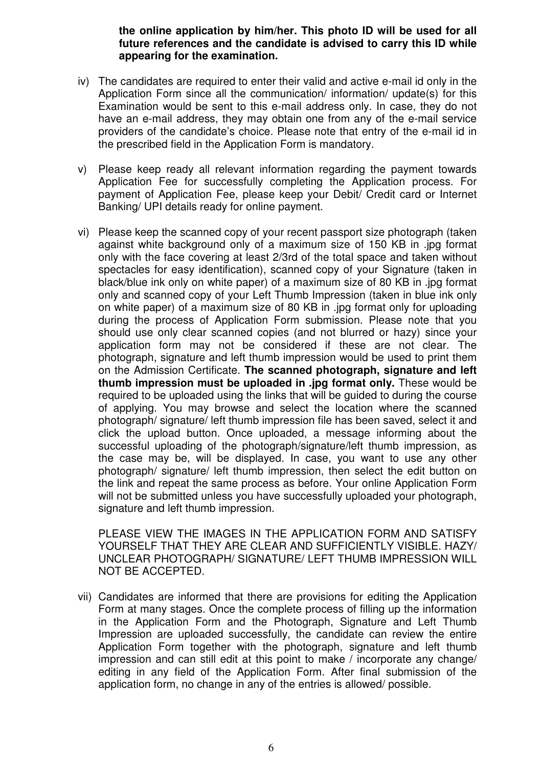**the online application by him/her. This photo ID will be used for all future references and the candidate is advised to carry this ID while appearing for the examination.**

iv) The candidates are required to enter their valid and active e-mail id only in the Application Form since all the communication/ information/ update(s) for this Examination would be sent to this e-mail address only. In case, they do not have an e-mail address, they may obtain one from any of the e-mail service providers of the candidate's choice. Please note that entry of the e-mail id in the prescribed field in the Application Form is mandatory.

v) Please keep ready all relevant information regarding the payment towards Application Fee for successfully completing the Application process. For payment of Application Fee, please keep your Debit/ Credit card or Internet Banking/ UPI details ready for online payment.

vi) Please keep the scanned copy of your recent passport size photograph (taken against white background only of a maximum size of 150 KB in .jpg format only with the face covering at least 2/3rd of the total space and taken without spectacles for easy identification), scanned copy of your Signature (taken in black/blue ink only on white paper) of a maximum size of 80 KB in .jpg format only and scanned copy of your Left Thumb Impression (taken in blue ink only on white paper) of a maximum size of 80 KB in .jpg format only for uploading during the process of Application Form submission. Please note that you should use only clear scanned copies (and not blurred or hazy) since your application form may not be considered if these are not clear. The photograph, signature and left thumb impression would be used to print them on the Admission Certificate. **The scanned photograph, signature and left thumb impression must be uploaded in .jpg format only.** These would be required to be uploaded using the links that will be guided to during the course of applying. You may browse and select the location where the scanned photograph/ signature/ left thumb impression file has been saved, select it and click the upload button. Once uploaded, a message informing about the successful uploading of the photograph/signature/left thumb impression, as the case may be, will be displayed. In case, you want to use any other photograph/ signature/ left thumb impression, then select the edit button on the link and repeat the same process as before. Your online Application Form will not be submitted unless you have successfully uploaded your photograph, signature and left thumb impression.

PLEASE VIEW THE IMAGES IN THE APPLICATION FORM AND SATISFY YOURSELF THAT THEY ARE CLEAR AND SUFFICIENTLY VISIBLE. HAZY/ UNCLEAR PHOTOGRAPH/ SIGNATURE/ LEFT THUMB IMPRESSION WILL NOT BE ACCEPTED.

vii) Candidates are informed that there are provisions for editing the Application Form at many stages. Once the complete process of filling up the information in the Application Form and the Photograph, Signature and Left Thumb Impression are uploaded successfully, the candidate can review the entire Application Form together with the photograph, signature and left thumb impression and can still edit at this point to make / incorporate any change/ editing in any field of the Application Form. After final submission of the application form, no change in any of the entries is allowed/ possible.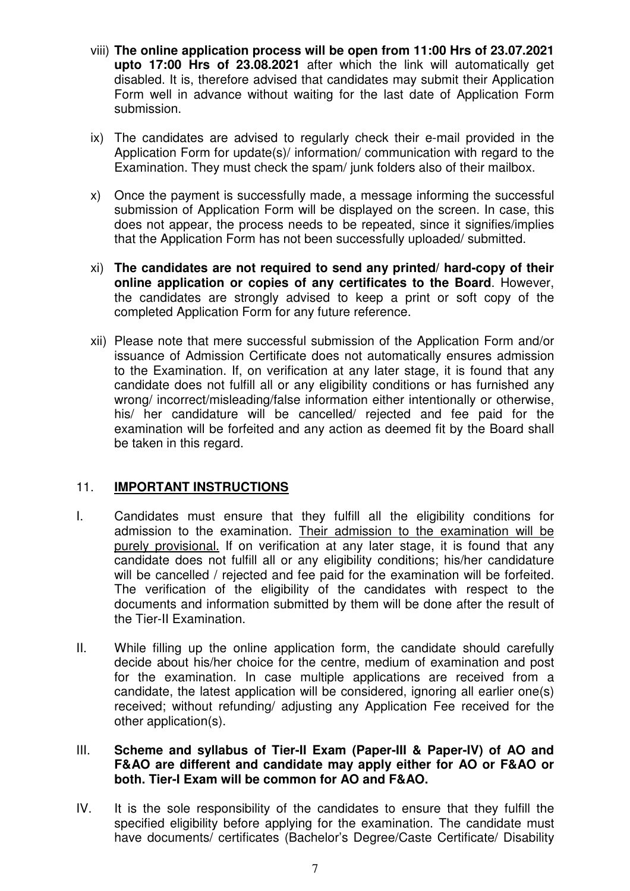viii) **The online application process will be open from 11:00 Hrs of 23.07.2021 upto 17:00 Hrs of 23.08.2021** after which the link will automatically get disabled. It is, therefore advised that candidates may submit their Application Form well in advance without waiting for the last date of Application Form submission.

ix) The candidates are advised to regularly check their e-mail provided in the Application Form for update(s)/ information/ communication with regard to the Examination. They must check the spam/ junk folders also of their mailbox.

x) Once the payment is successfully made, a message informing the successful submission of Application Form will be displayed on the screen. In case, this does not appear, the process needs to be repeated, since it signifies/implies that the Application Form has not been successfully uploaded/ submitted.

xi) **The candidates are not required to send any printed/ hard-copy of their online application or copies of any certificates to the Board**. However, the candidates are strongly advised to keep a print or soft copy of the completed Application Form for any future reference.

xii) Please note that mere successful submission of the Application Form and/or issuance of Admission Certificate does not automatically ensures admission to the Examination. If, on verification at any later stage, it is found that any candidate does not fulfill all or any eligibility conditions or has furnished any wrong/ incorrect/misleading/false information either intentionally or otherwise, his/ her candidature will be cancelled/ rejected and fee paid for the examination will be forfeited and any action as deemed fit by the Board shall be taken in this regard.

## 11. IMPORTANT INSTRUCTIONS

I. Candidates must ensure that they fulfill all the eligibility conditions for admission to the examination. Their admission to the examination will be purely provisional. If on verification at any later stage, it is found that any candidate does not fulfill all or any eligibility conditions; his/her candidature will be cancelled / rejected and fee paid for the examination will be forfeited. The verification of the eligibility of the candidates with respect to the documents and information submitted by them will be done after the result of the Tier-II Examination.

II. While filling up the online application form, the candidate should carefully decide about his/her choice for the centre, medium of examination and post for the examination. In case multiple applications are received from a candidate, the latest application will be considered, ignoring all earlier one(s) received; without refunding/ adjusting any Application Fee received for the other application(s).

III. **Scheme and syllabus of Tier-II Exam (Paper-III & Paper-IV) of AO and F&AO are different and candidate may apply either for AO or F&AO or both. Tier-I Exam will be common for AO and F&AO.**

IV. It is the sole responsibility of the candidates to ensure that they fulfill the specified eligibility before applying for the examination. The candidate must have documents/ certificates (Bachelor's Degree/Caste Certificate/ Disability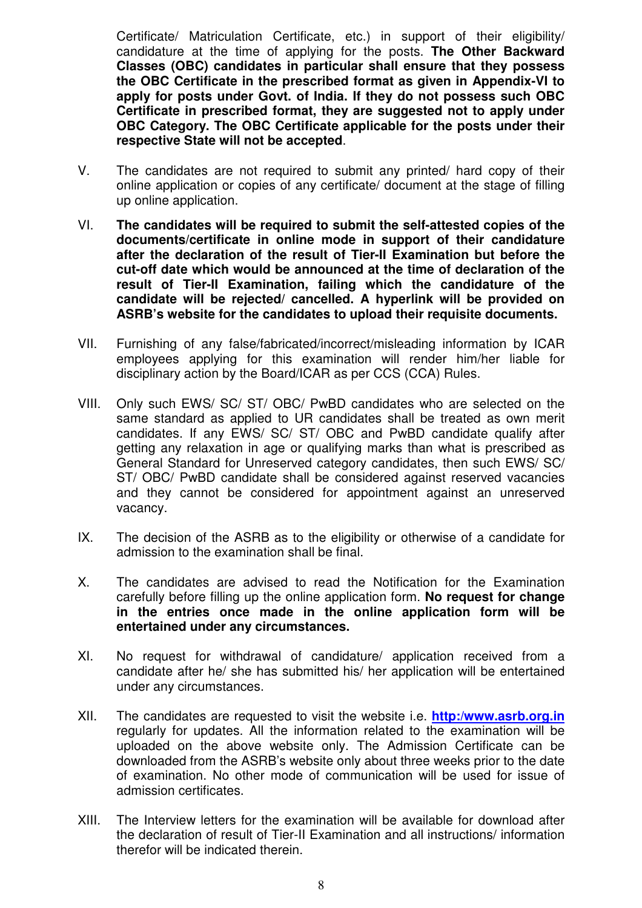Certificate/ Matriculation Certificate, etc.) in support of their eligibility/ candidature at the time of applying for the posts. **The Other Backward Classes (OBC) candidates in particular shall ensure that they possess the OBC Certificate in the prescribed format as given in Appendix-VI to apply for posts under Govt. of India. If they do not possess such OBC Certificate in prescribed format, they are suggested not to apply under OBC Category. The OBC Certificate applicable for the posts under their respective State will not be accepted**.

V. The candidates are not required to submit any printed/ hard copy of their online application or copies of any certificate/ document at the stage of filling up online application.

VI. **The candidates will be required to submit the self-attested copies of the documents/certificate in online mode in support of their candidature after the declaration of the result of Tier-II Examination but before the cut-off date which would be announced at the time of declaration of the result of Tier-II Examination, failing which the candidature of the candidate will be rejected/ cancelled. A hyperlink will be provided on ASRB's website for the candidates to upload their requisite documents.**

VII. Furnishing of any false/fabricated/incorrect/misleading information by ICAR employees applying for this examination will render him/her liable for disciplinary action by the Board/ICAR as per CCS (CCA) Rules.

VIII. Only such EWS/ SC/ ST/ OBC/ PwBD candidates who are selected on the same standard as applied to UR candidates shall be treated as own merit candidates. If any EWS/ SC/ ST/ OBC and PwBD candidate qualify after getting any relaxation in age or qualifying marks than what is prescribed as General Standard for Unreserved category candidates, then such EWS/ SC/ ST/ OBC/ PwBD candidate shall be considered against reserved vacancies and they cannot be considered for appointment against an unreserved vacancy.

IX. The decision of the ASRB as to the eligibility or otherwise of a candidate for admission to the examination shall be final.

X. The candidates are advised to read the Notification for the Examination carefully before filling up the online application form. **No request for change in the entries once made in the online application form will be entertained under any circumstances.**

XI. No request for withdrawal of candidature/ application received from a candidate after he/ she has submitted his/ her application will be entertained under any circumstances.

XII. The candidates are requested to visit the website i.e. **http:/www.asrb.org.in** regularly for updates. All the information related to the examination will be uploaded on the above website only. The Admission Certificate can be downloaded from the ASRB's website only about three weeks prior to the date of examination. No other mode of communication will be used for issue of admission certificates.

XIII. The Interview letters for the examination will be available for download after the declaration of result of Tier-II Examination and all instructions/ information therefor will be indicated therein.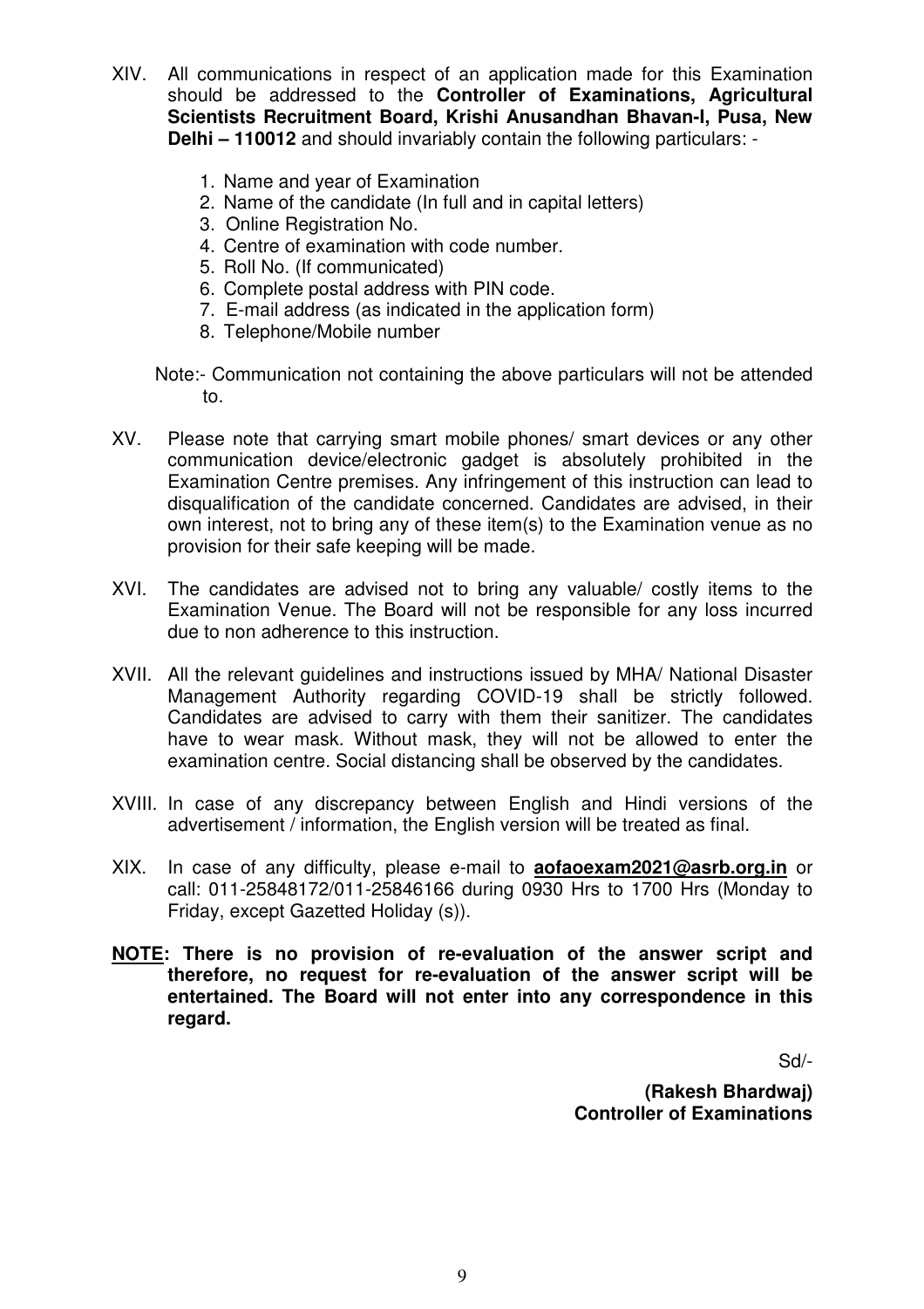XIV. All communications in respect of an application made for this Examination should be addressed to the **Controller of Examinations, Agricultural Scientists Recruitment Board, Krishi Anusandhan Bhavan-I, Pusa, New Delhi – 110012** and should invariably contain the following particulars: -

1. Name and year of Examination
2. Name of the candidate (In full and in capital letters)
3. Online Registration No.
4. Centre of examination with code number.
5. Roll No. (If communicated)
6. Complete postal address with PIN code.
7. E-mail address (as indicated in the application form)
8. Telephone/Mobile number

Note:- Communication not containing the above particulars will not be attended to.

XV. Please note that carrying smart mobile phones/ smart devices or any other communication device/electronic gadget is absolutely prohibited in the Examination Centre premises. Any infringement of this instruction can lead to disqualification of the candidate concerned. Candidates are advised, in their own interest, not to bring any of these item(s) to the Examination venue as no provision for their safe keeping will be made.

XVI. The candidates are advised not to bring any valuable/ costly items to the Examination Venue. The Board will not be responsible for any loss incurred due to non adherence to this instruction.

XVII. All the relevant guidelines and instructions issued by MHA/ National Disaster Management Authority regarding COVID-19 shall be strictly followed. Candidates are advised to carry with them their sanitizer. The candidates have to wear mask. Without mask, they will not be allowed to enter the examination centre. Social distancing shall be observed by the candidates.

XVIII. In case of any discrepancy between English and Hindi versions of the advertisement / information, the English version will be treated as final.

XIX. In case of any difficulty, please e-mail to **aofaoexam2021@asrb.org.in** or call: 011-25848172/011-25846166 during 0930 Hrs to 1700 Hrs (Monday to Friday, except Gazetted Holiday (s)).

**NOTE: There is no provision of re-evaluation of the answer script and therefore, no request for re-evaluation of the answer script will be entertained. The Board will not enter into any correspondence in this regard.**

Sd/-

**(Rakesh Bhardwaj)**
**Controller of Examinations**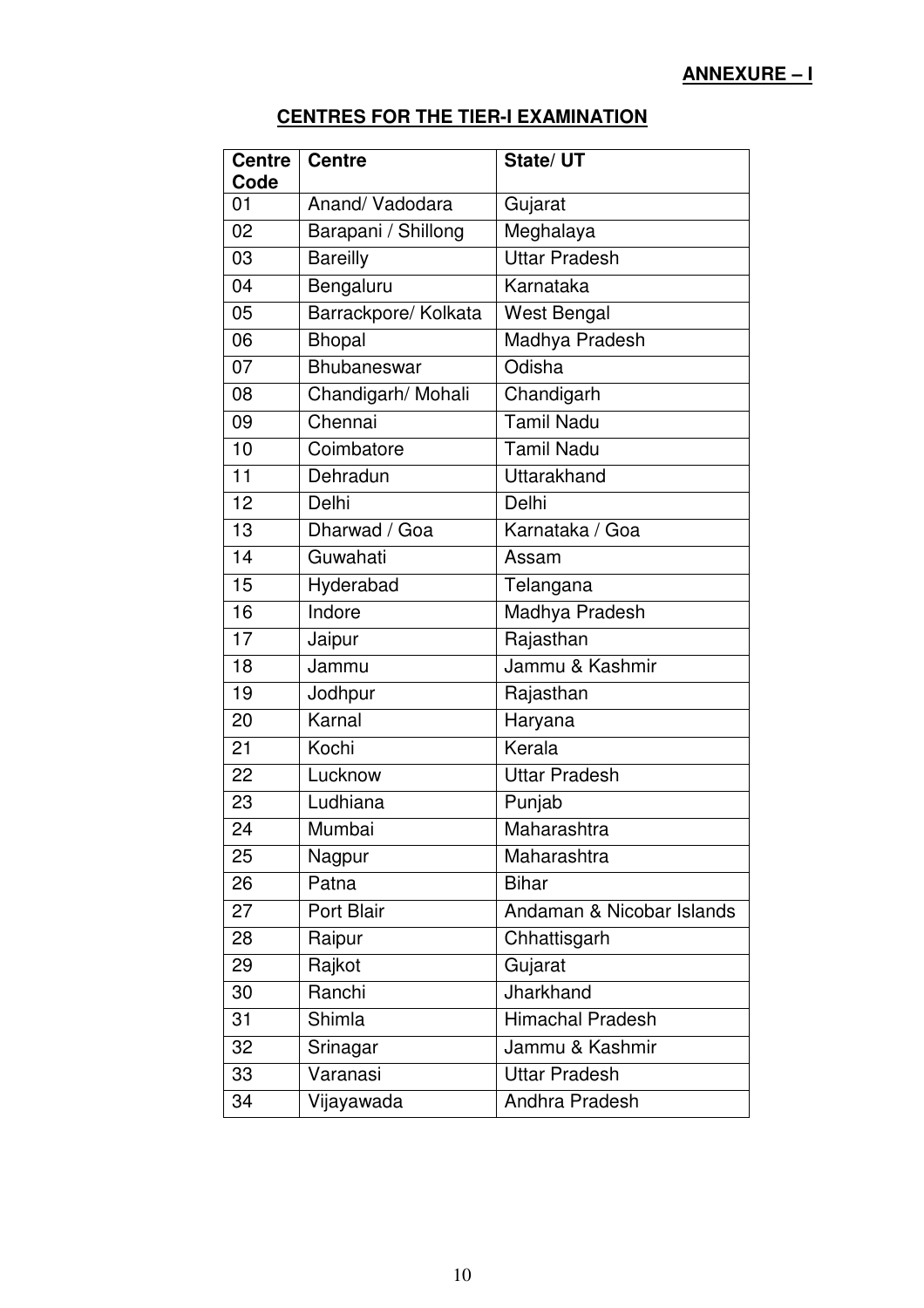**ANNEXURE – I**

**CENTRES FOR THE TIER-I EXAMINATION**

| Centre Code | Centre | State/ UT |
|---|---|---|
| 01 | Anand/ Vadodara | Gujarat |
| 02 | Barapani / Shillong | Meghalaya |
| 03 | Bareilly | Uttar Pradesh |
| 04 | Bengaluru | Karnataka |
| 05 | Barrackpore/ Kolkata | West Bengal |
| 06 | Bhopal | Madhya Pradesh |
| 07 | Bhubaneswar | Odisha |
| 08 | Chandigarh/ Mohali | Chandigarh |
| 09 | Chennai | Tamil Nadu |
| 10 | Coimbatore | Tamil Nadu |
| 11 | Dehradun | Uttarakhand |
| 12 | Delhi | Delhi |
| 13 | Dharwad / Goa | Karnataka / Goa |
| 14 | Guwahati | Assam |
| 15 | Hyderabad | Telangana |
| 16 | Indore | Madhya Pradesh |
| 17 | Jaipur | Rajasthan |
| 18 | Jammu | Jammu & Kashmir |
| 19 | Jodhpur | Rajasthan |
| 20 | Karnal | Haryana |
| 21 | Kochi | Kerala |
| 22 | Lucknow | Uttar Pradesh |
| 23 | Ludhiana | Punjab |
| 24 | Mumbai | Maharashtra |
| 25 | Nagpur | Maharashtra |
| 26 | Patna | Bihar |
| 27 | Port Blair | Andaman & Nicobar Islands |
| 28 | Raipur | Chhattisgarh |
| 29 | Rajkot | Gujarat |
| 30 | Ranchi | Jharkhand |
| 31 | Shimla | Himachal Pradesh |
| 32 | Srinagar | Jammu & Kashmir |
| 33 | Varanasi | Uttar Pradesh |
| 34 | Vijayawada | Andhra Pradesh |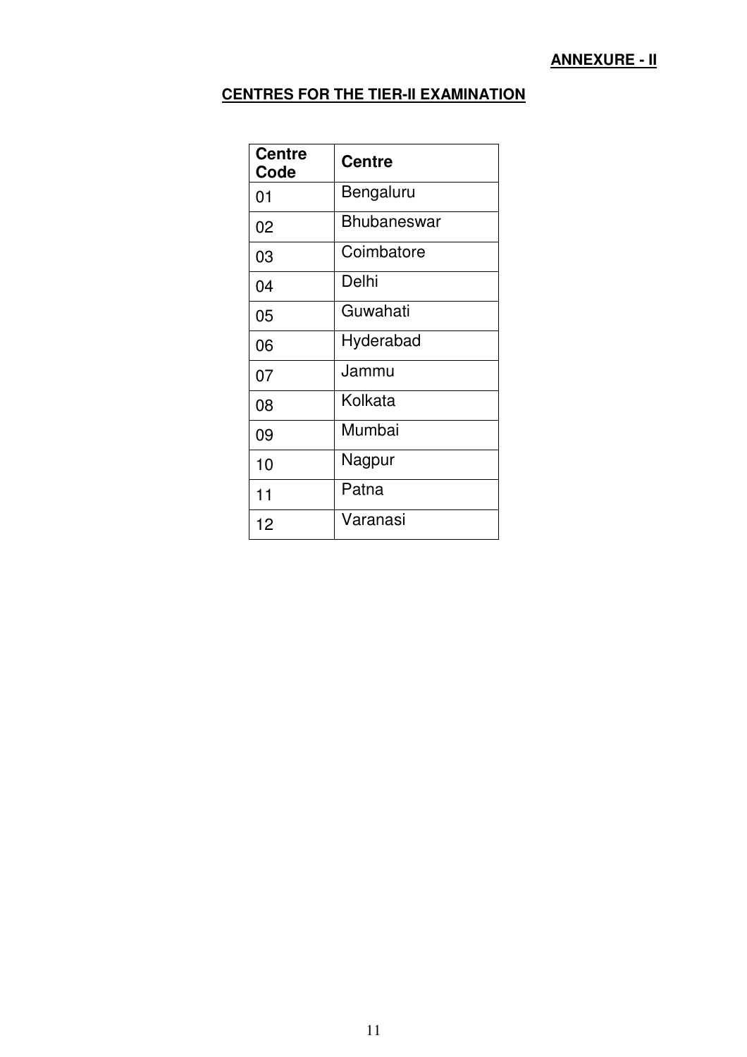**ANNEXURE - II**

## CENTRES FOR THE TIER-II EXAMINATION

| Centre Code | Centre |
|---|---|
| 01 | Bengaluru |
| 02 | Bhubaneswar |
| 03 | Coimbatore |
| 04 | Delhi |
| 05 | Guwahati |
| 06 | Hyderabad |
| 07 | Jammu |
| 08 | Kolkata |
| 09 | Mumbai |
| 10 | Nagpur |
| 11 | Patna |
| 12 | Varanasi |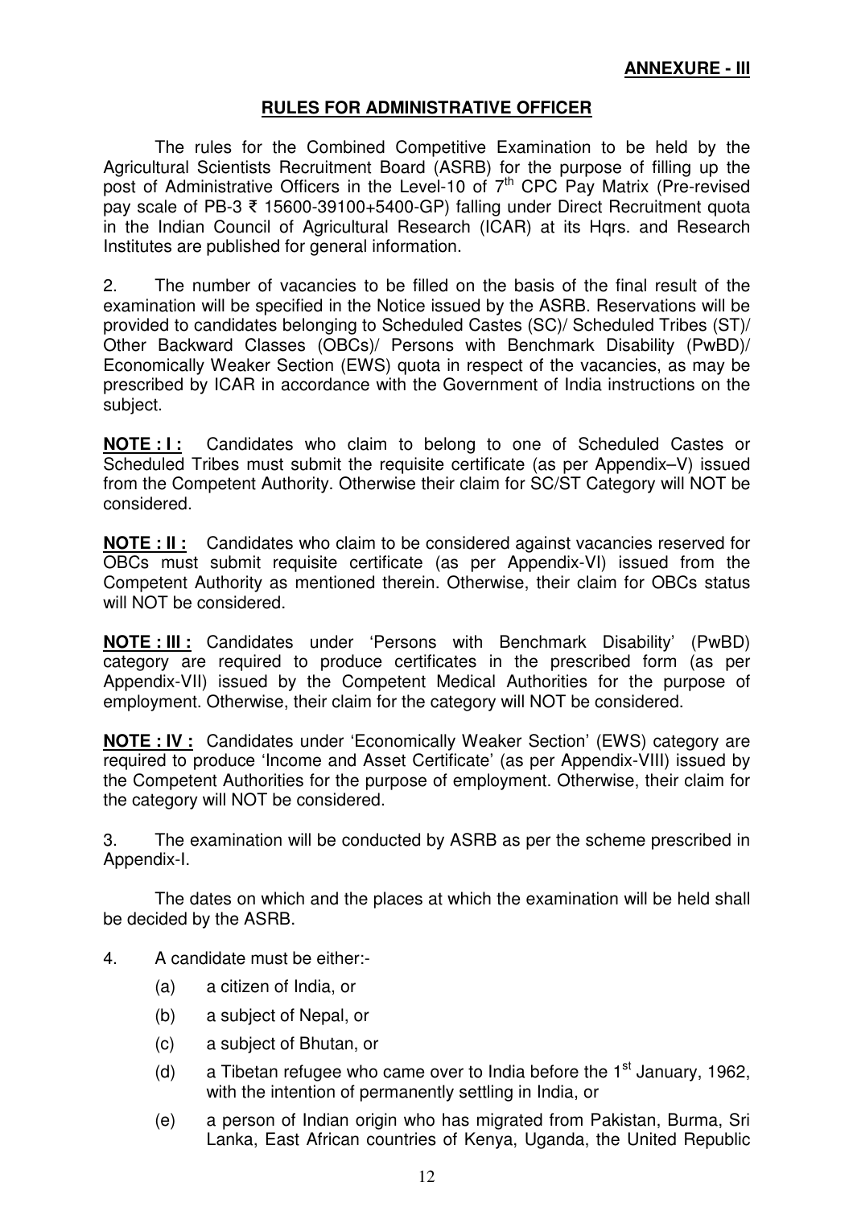**ANNEXURE - III**

## RULES FOR ADMINISTRATIVE OFFICER

The rules for the Combined Competitive Examination to be held by the Agricultural Scientists Recruitment Board (ASRB) for the purpose of filling up the post of Administrative Officers in the Level-10 of 7th CPC Pay Matrix (Pre-revised pay scale of PB-3 ₹ 15600-39100+5400-GP) falling under Direct Recruitment quota in the Indian Council of Agricultural Research (ICAR) at its Hqrs. and Research Institutes are published for general information.

2. The number of vacancies to be filled on the basis of the final result of the examination will be specified in the Notice issued by the ASRB. Reservations will be provided to candidates belonging to Scheduled Castes (SC)/ Scheduled Tribes (ST)/ Other Backward Classes (OBCs)/ Persons with Benchmark Disability (PwBD)/ Economically Weaker Section (EWS) quota in respect of the vacancies, as may be prescribed by ICAR in accordance with the Government of India instructions on the subject.

**NOTE : I :** Candidates who claim to belong to one of Scheduled Castes or Scheduled Tribes must submit the requisite certificate (as per Appendix–V) issued from the Competent Authority. Otherwise their claim for SC/ST Category will NOT be considered.

**NOTE : II :** Candidates who claim to be considered against vacancies reserved for OBCs must submit requisite certificate (as per Appendix-VI) issued from the Competent Authority as mentioned therein. Otherwise, their claim for OBCs status will NOT be considered.

**NOTE : III :** Candidates under 'Persons with Benchmark Disability' (PwBD) category are required to produce certificates in the prescribed form (as per Appendix-VII) issued by the Competent Medical Authorities for the purpose of employment. Otherwise, their claim for the category will NOT be considered.

**NOTE : IV :** Candidates under 'Economically Weaker Section' (EWS) category are required to produce 'Income and Asset Certificate' (as per Appendix-VIII) issued by the Competent Authorities for the purpose of employment. Otherwise, their claim for the category will NOT be considered.

3. The examination will be conducted by ASRB as per the scheme prescribed in Appendix-I.

The dates on which and the places at which the examination will be held shall be decided by the ASRB.

4. A candidate must be either:-

(a) a citizen of India, or

(b) a subject of Nepal, or

(c) a subject of Bhutan, or

(d) a Tibetan refugee who came over to India before the 1st January, 1962, with the intention of permanently settling in India, or

(e) a person of Indian origin who has migrated from Pakistan, Burma, Sri Lanka, East African countries of Kenya, Uganda, the United Republic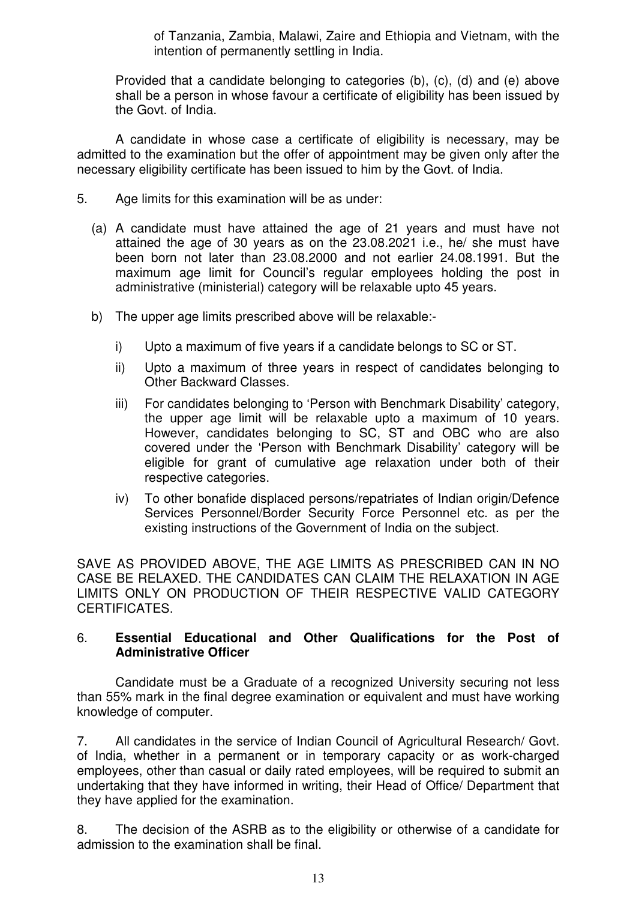of Tanzania, Zambia, Malawi, Zaire and Ethiopia and Vietnam, with the intention of permanently settling in India.

Provided that a candidate belonging to categories (b), (c), (d) and (e) above shall be a person in whose favour a certificate of eligibility has been issued by the Govt. of India.

A candidate in whose case a certificate of eligibility is necessary, may be admitted to the examination but the offer of appointment may be given only after the necessary eligibility certificate has been issued to him by the Govt. of India.

5. Age limits for this examination will be as under:

(a) A candidate must have attained the age of 21 years and must have not attained the age of 30 years as on the 23.08.2021 i.e., he/ she must have been born not later than 23.08.2000 and not earlier 24.08.1991. But the maximum age limit for Council's regular employees holding the post in administrative (ministerial) category will be relaxable upto 45 years.

b) The upper age limits prescribed above will be relaxable:-

i) Upto a maximum of five years if a candidate belongs to SC or ST.

ii) Upto a maximum of three years in respect of candidates belonging to Other Backward Classes.

iii) For candidates belonging to 'Person with Benchmark Disability' category, the upper age limit will be relaxable upto a maximum of 10 years. However, candidates belonging to SC, ST and OBC who are also covered under the 'Person with Benchmark Disability' category will be eligible for grant of cumulative age relaxation under both of their respective categories.

iv) To other bonafide displaced persons/repatriates of Indian origin/Defence Services Personnel/Border Security Force Personnel etc. as per the existing instructions of the Government of India on the subject.

SAVE AS PROVIDED ABOVE, THE AGE LIMITS AS PRESCRIBED CAN IN NO CASE BE RELAXED. THE CANDIDATES CAN CLAIM THE RELAXATION IN AGE LIMITS ONLY ON PRODUCTION OF THEIR RESPECTIVE VALID CATEGORY CERTIFICATES.

6. **Essential Educational and Other Qualifications for the Post of Administrative Officer**

Candidate must be a Graduate of a recognized University securing not less than 55% mark in the final degree examination or equivalent and must have working knowledge of computer.

7. All candidates in the service of Indian Council of Agricultural Research/ Govt. of India, whether in a permanent or in temporary capacity or as work-charged employees, other than casual or daily rated employees, will be required to submit an undertaking that they have informed in writing, their Head of Office/ Department that they have applied for the examination.

8. The decision of the ASRB as to the eligibility or otherwise of a candidate for admission to the examination shall be final.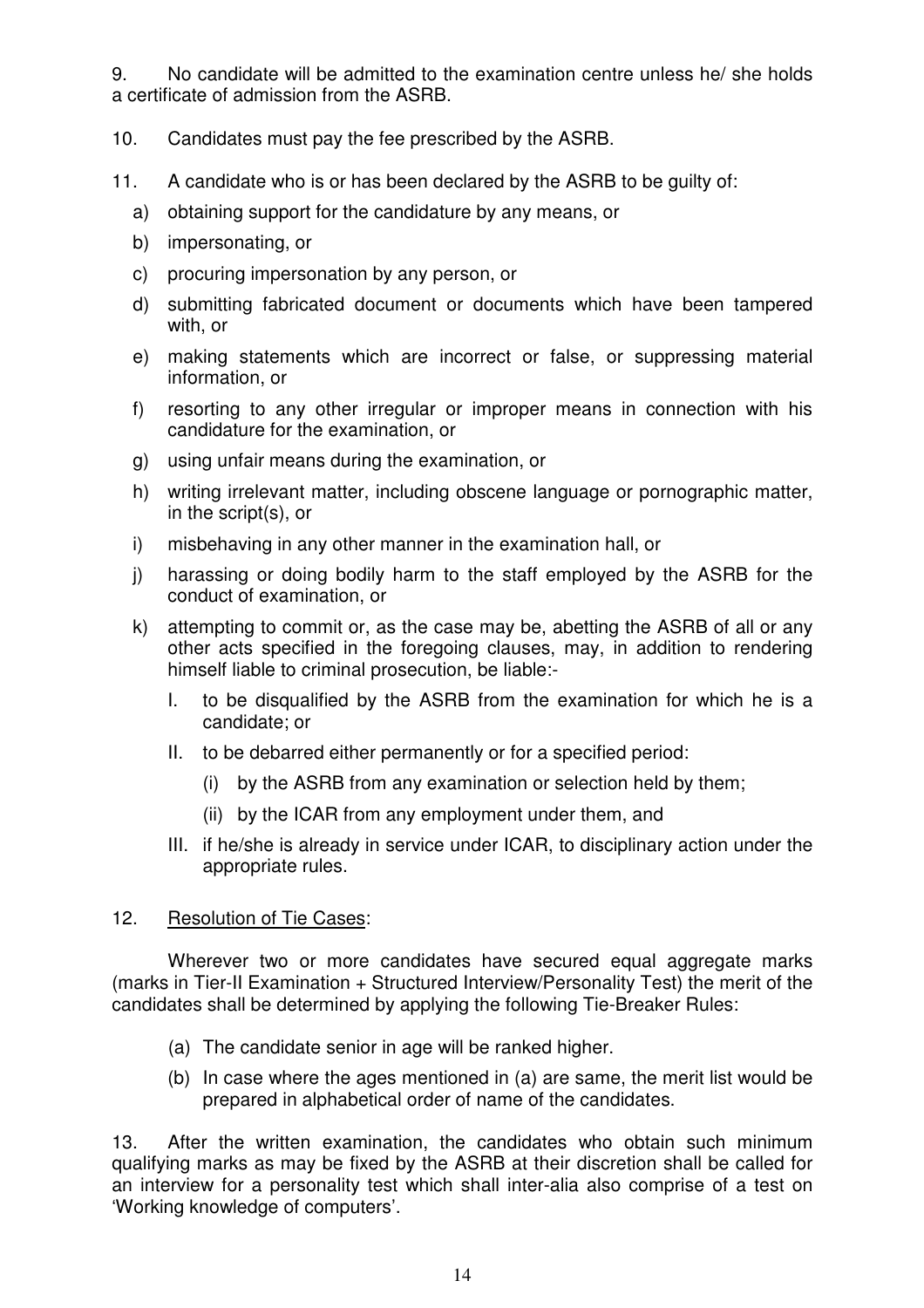9. No candidate will be admitted to the examination centre unless he/ she holds a certificate of admission from the ASRB.

10. Candidates must pay the fee prescribed by the ASRB.

11. A candidate who is or has been declared by the ASRB to be guilty of:

   a) obtaining support for the candidature by any means, or
   b) impersonating, or
   c) procuring impersonation by any person, or
   d) submitting fabricated document or documents which have been tampered with, or
   e) making statements which are incorrect or false, or suppressing material information, or
   f) resorting to any other irregular or improper means in connection with his candidature for the examination, or
   g) using unfair means during the examination, or
   h) writing irrelevant matter, including obscene language or pornographic matter, in the script(s), or
   i) misbehaving in any other manner in the examination hall, or
   j) harassing or doing bodily harm to the staff employed by the ASRB for the conduct of examination, or
   k) attempting to commit or, as the case may be, abetting the ASRB of all or any other acts specified in the foregoing clauses, may, in addition to rendering himself liable to criminal prosecution, be liable:-
      I. to be disqualified by the ASRB from the examination for which he is a candidate; or
      II. to be debarred either permanently or for a specified period:
         (i) by the ASRB from any examination or selection held by them;
         (ii) by the ICAR from any employment under them, and
      III. if he/she is already in service under ICAR, to disciplinary action under the appropriate rules.

12. Resolution of Tie Cases:

Wherever two or more candidates have secured equal aggregate marks (marks in Tier-II Examination + Structured Interview/Personality Test) the merit of the candidates shall be determined by applying the following Tie-Breaker Rules:

   (a) The candidate senior in age will be ranked higher.
   (b) In case where the ages mentioned in (a) are same, the merit list would be prepared in alphabetical order of name of the candidates.

13. After the written examination, the candidates who obtain such minimum qualifying marks as may be fixed by the ASRB at their discretion shall be called for an interview for a personality test which shall inter-alia also comprise of a test on 'Working knowledge of computers'.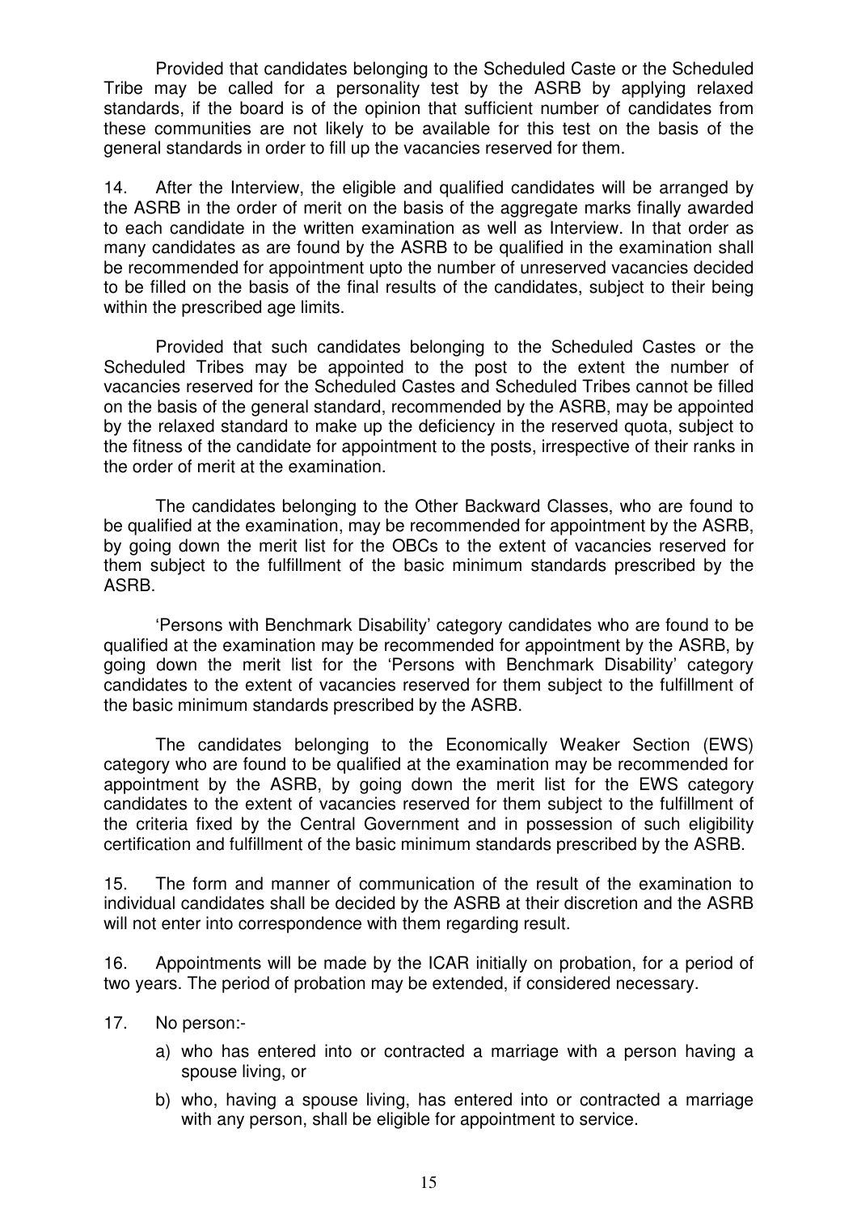Provided that candidates belonging to the Scheduled Caste or the Scheduled Tribe may be called for a personality test by the ASRB by applying relaxed standards, if the board is of the opinion that sufficient number of candidates from these communities are not likely to be available for this test on the basis of the general standards in order to fill up the vacancies reserved for them.

14. After the Interview, the eligible and qualified candidates will be arranged by the ASRB in the order of merit on the basis of the aggregate marks finally awarded to each candidate in the written examination as well as Interview. In that order as many candidates as are found by the ASRB to be qualified in the examination shall be recommended for appointment upto the number of unreserved vacancies decided to be filled on the basis of the final results of the candidates, subject to their being within the prescribed age limits.

Provided that such candidates belonging to the Scheduled Castes or the Scheduled Tribes may be appointed to the post to the extent the number of vacancies reserved for the Scheduled Castes and Scheduled Tribes cannot be filled on the basis of the general standard, recommended by the ASRB, may be appointed by the relaxed standard to make up the deficiency in the reserved quota, subject to the fitness of the candidate for appointment to the posts, irrespective of their ranks in the order of merit at the examination.

The candidates belonging to the Other Backward Classes, who are found to be qualified at the examination, may be recommended for appointment by the ASRB, by going down the merit list for the OBCs to the extent of vacancies reserved for them subject to the fulfillment of the basic minimum standards prescribed by the ASRB.

'Persons with Benchmark Disability' category candidates who are found to be qualified at the examination may be recommended for appointment by the ASRB, by going down the merit list for the 'Persons with Benchmark Disability' category candidates to the extent of vacancies reserved for them subject to the fulfillment of the basic minimum standards prescribed by the ASRB.

The candidates belonging to the Economically Weaker Section (EWS) category who are found to be qualified at the examination may be recommended for appointment by the ASRB, by going down the merit list for the EWS category candidates to the extent of vacancies reserved for them subject to the fulfillment of the criteria fixed by the Central Government and in possession of such eligibility certification and fulfillment of the basic minimum standards prescribed by the ASRB.

15. The form and manner of communication of the result of the examination to individual candidates shall be decided by the ASRB at their discretion and the ASRB will not enter into correspondence with them regarding result.

16. Appointments will be made by the ICAR initially on probation, for a period of two years. The period of probation may be extended, if considered necessary.

17. No person:-

a) who has entered into or contracted a marriage with a person having a spouse living, or

b) who, having a spouse living, has entered into or contracted a marriage with any person, shall be eligible for appointment to service.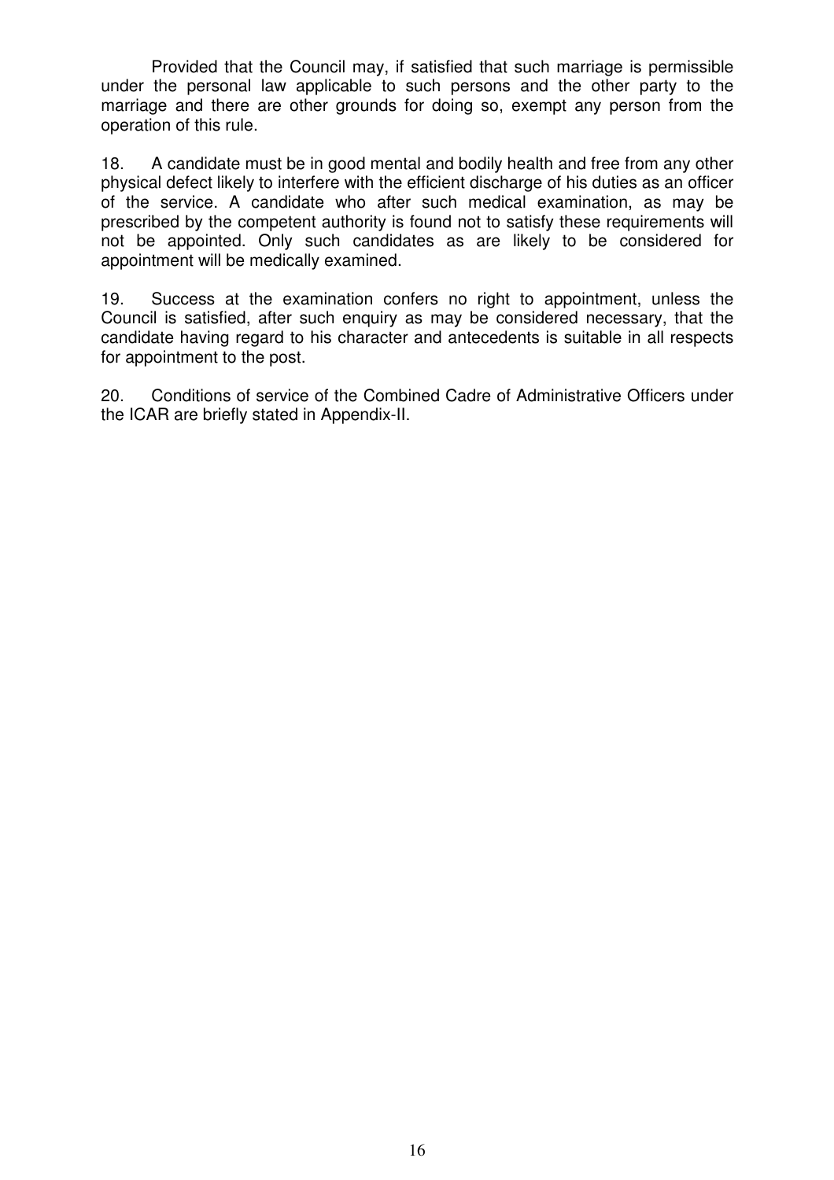Provided that the Council may, if satisfied that such marriage is permissible under the personal law applicable to such persons and the other party to the marriage and there are other grounds for doing so, exempt any person from the operation of this rule.

18. A candidate must be in good mental and bodily health and free from any other physical defect likely to interfere with the efficient discharge of his duties as an officer of the service. A candidate who after such medical examination, as may be prescribed by the competent authority is found not to satisfy these requirements will not be appointed. Only such candidates as are likely to be considered for appointment will be medically examined.

19. Success at the examination confers no right to appointment, unless the Council is satisfied, after such enquiry as may be considered necessary, that the candidate having regard to his character and antecedents is suitable in all respects for appointment to the post.

20. Conditions of service of the Combined Cadre of Administrative Officers under the ICAR are briefly stated in Appendix-II.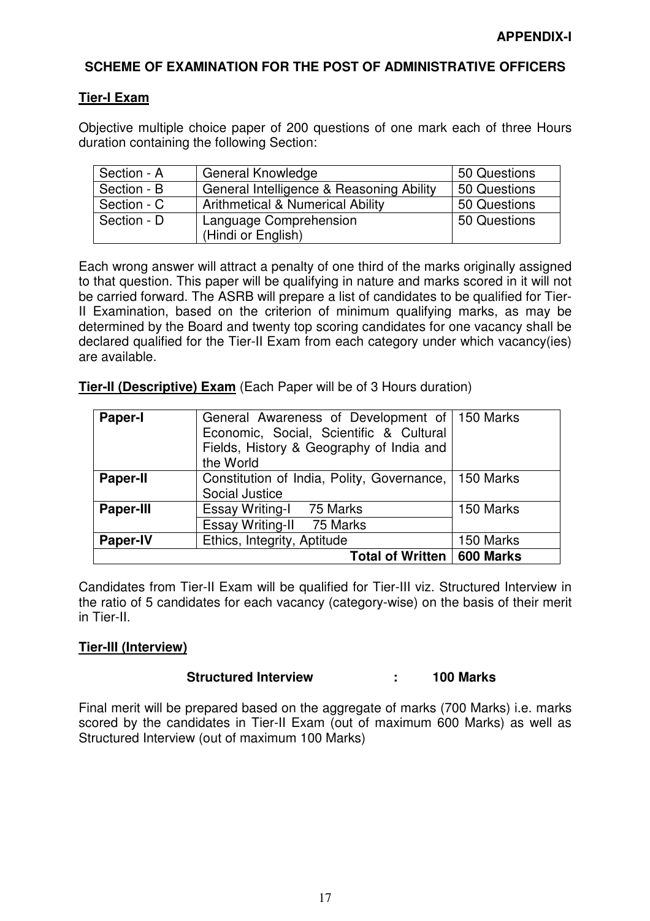**APPENDIX-I**

## SCHEME OF EXAMINATION FOR THE POST OF ADMINISTRATIVE OFFICERS

### Tier-I Exam

Objective multiple choice paper of 200 questions of one mark each of three Hours duration containing the following Section:

| Section - A | General Knowledge | 50 Questions |
|---|---|---|
| Section - B | General Intelligence & Reasoning Ability | 50 Questions |
| Section - C | Arithmetical & Numerical Ability | 50 Questions |
| Section - D | Language Comprehension (Hindi or English) | 50 Questions |

Each wrong answer will attract a penalty of one third of the marks originally assigned to that question. This paper will be qualifying in nature and marks scored in it will not be carried forward. The ASRB will prepare a list of candidates to be qualified for Tier-II Examination, based on the criterion of minimum qualifying marks, as may be determined by the Board and twenty top scoring candidates for one vacancy shall be declared qualified for the Tier-II Exam from each category under which vacancy(ies) are available.

**Tier-II (Descriptive) Exam** (Each Paper will be of 3 Hours duration)

| Paper | Subject | Marks |
|---|---|---|
| **Paper-I** | General Awareness of Development of Economic, Social, Scientific & Cultural Fields, History & Geography of India and the World | 150 Marks |
| **Paper-II** | Constitution of India, Polity, Governance, Social Justice | 150 Marks |
| **Paper-III** | Essay Writing-I 75 Marks<br>Essay Writing-II 75 Marks | 150 Marks |
| **Paper-IV** | Ethics, Integrity, Aptitude | 150 Marks |
| | **Total of Written** | **600 Marks** |

Candidates from Tier-II Exam will be qualified for Tier-III viz. Structured Interview in the ratio of 5 candidates for each vacancy (category-wise) on the basis of their merit in Tier-II.

### Tier-III (Interview)

**Structured Interview : 100 Marks**

Final merit will be prepared based on the aggregate of marks (700 Marks) i.e. marks scored by the candidates in Tier-II Exam (out of maximum 600 Marks) as well as Structured Interview (out of maximum 100 Marks)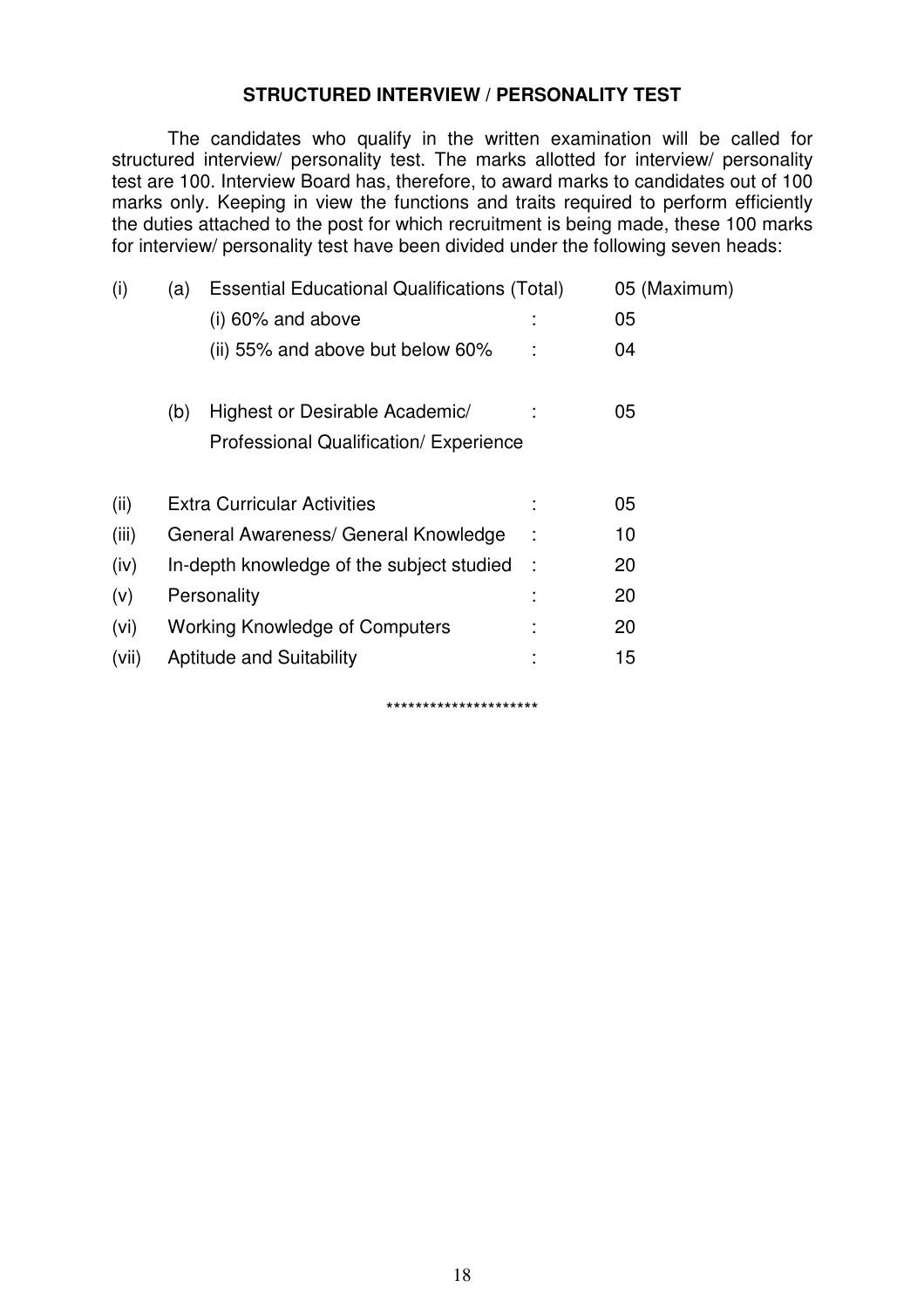## STRUCTURED INTERVIEW / PERSONALITY TEST

The candidates who qualify in the written examination will be called for structured interview/ personality test. The marks allotted for interview/ personality test are 100. Interview Board has, therefore, to award marks to candidates out of 100 marks only. Keeping in view the functions and traits required to perform efficiently the duties attached to the post for which recruitment is being made, these 100 marks for interview/ personality test have been divided under the following seven heads:

| | | | | |
|---|---|---|---|---|
| (i) | (a) | Essential Educational Qualifications (Total) | | 05 (Maximum) |
| | | (i) 60% and above | : | 05 |
| | | (ii) 55% and above but below 60% | : | 04 |
| | (b) | Highest or Desirable Academic/ Professional Qualification/ Experience | : | 05 |
| (ii) | | Extra Curricular Activities | : | 05 |
| (iii) | | General Awareness/ General Knowledge | : | 10 |
| (iv) | | In-depth knowledge of the subject studied | : | 20 |
| (v) | | Personality | : | 20 |
| (vi) | | Working Knowledge of Computers | : | 20 |
| (vii) | | Aptitude and Suitability | : | 15 |

*********************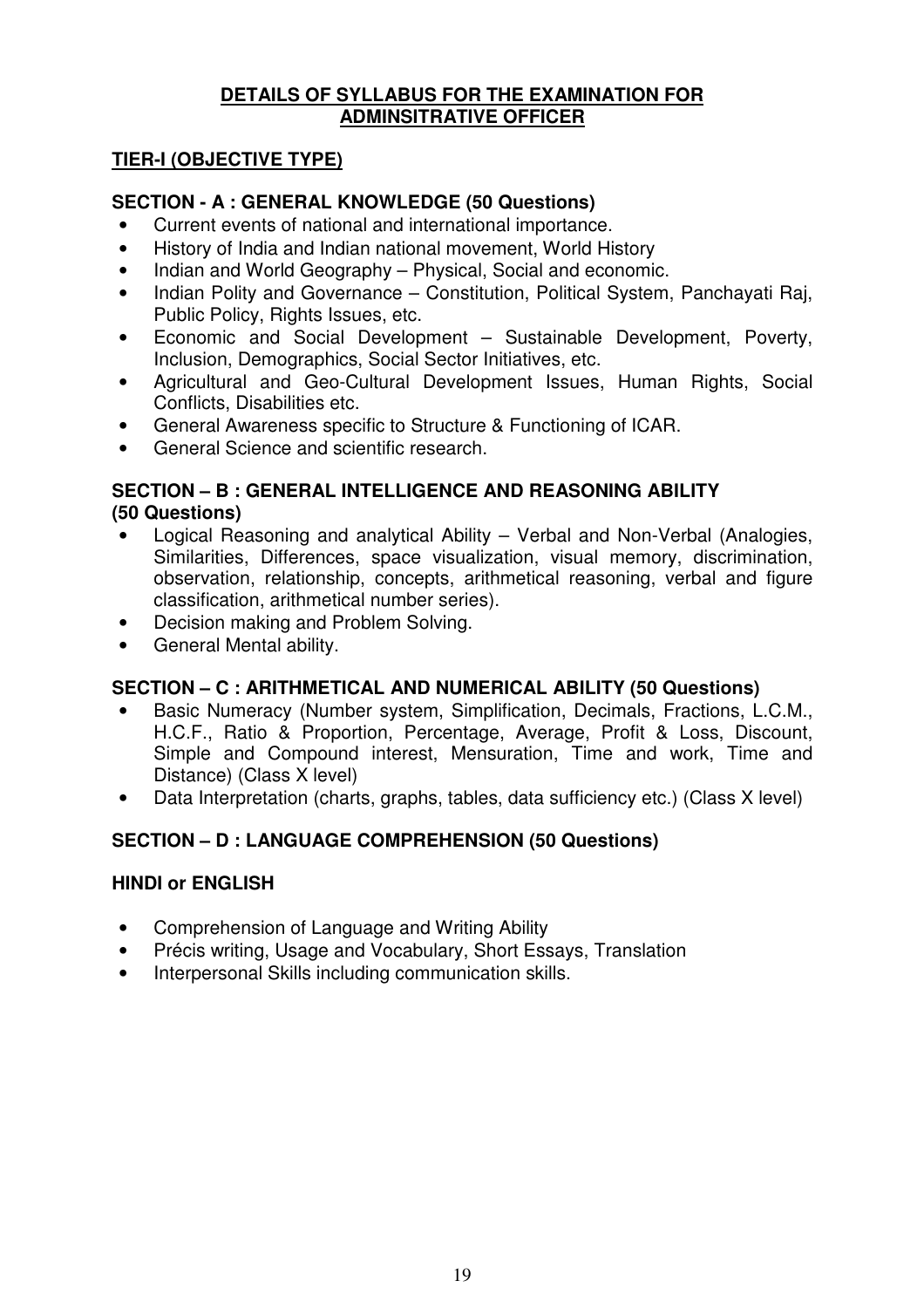## DETAILS OF SYLLABUS FOR THE EXAMINATION FOR ADMINSITRATIVE OFFICER

### TIER-I (OBJECTIVE TYPE)

**SECTION - A : GENERAL KNOWLEDGE (50 Questions)**

- Current events of national and international importance.
- History of India and Indian national movement, World History
- Indian and World Geography – Physical, Social and economic.
- Indian Polity and Governance – Constitution, Political System, Panchayati Raj, Public Policy, Rights Issues, etc.
- Economic and Social Development – Sustainable Development, Poverty, Inclusion, Demographics, Social Sector Initiatives, etc.
- Agricultural and Geo-Cultural Development Issues, Human Rights, Social Conflicts, Disabilities etc.
- General Awareness specific to Structure & Functioning of ICAR.
- General Science and scientific research.

**SECTION – B : GENERAL INTELLIGENCE AND REASONING ABILITY (50 Questions)**

- Logical Reasoning and analytical Ability – Verbal and Non-Verbal (Analogies, Similarities, Differences, space visualization, visual memory, discrimination, observation, relationship, concepts, arithmetical reasoning, verbal and figure classification, arithmetical number series).
- Decision making and Problem Solving.
- General Mental ability.

**SECTION – C : ARITHMETICAL AND NUMERICAL ABILITY (50 Questions)**

- Basic Numeracy (Number system, Simplification, Decimals, Fractions, L.C.M., H.C.F., Ratio & Proportion, Percentage, Average, Profit & Loss, Discount, Simple and Compound interest, Mensuration, Time and work, Time and Distance) (Class X level)
- Data Interpretation (charts, graphs, tables, data sufficiency etc.) (Class X level)

**SECTION – D : LANGUAGE COMPREHENSION (50 Questions)**

**HINDI or ENGLISH**

- Comprehension of Language and Writing Ability
- Précis writing, Usage and Vocabulary, Short Essays, Translation
- Interpersonal Skills including communication skills.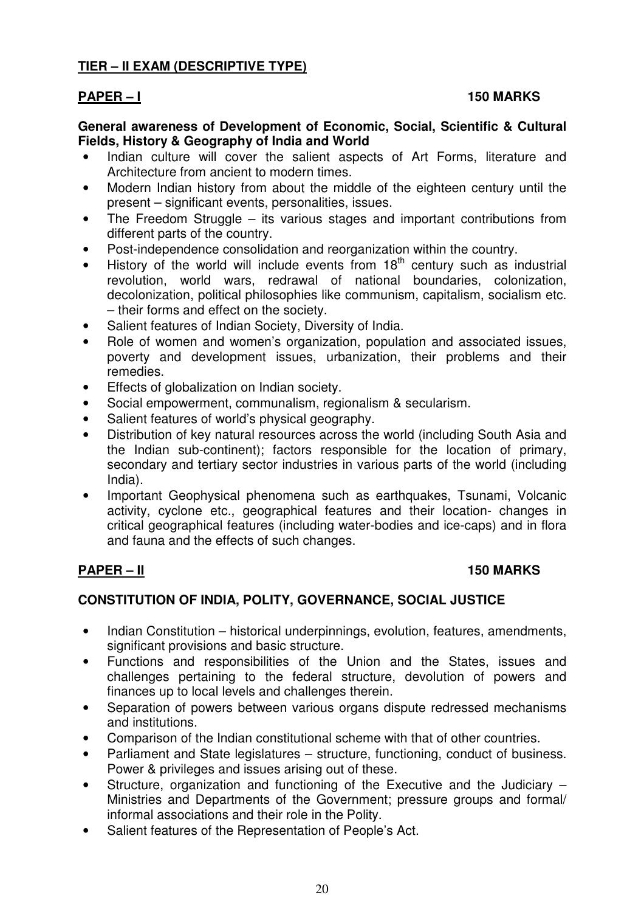## TIER – II EXAM (DESCRIPTIVE TYPE)

### PAPER – I    150 MARKS

**General awareness of Development of Economic, Social, Scientific & Cultural Fields, History & Geography of India and World**

- Indian culture will cover the salient aspects of Art Forms, literature and Architecture from ancient to modern times.
- Modern Indian history from about the middle of the eighteen century until the present – significant events, personalities, issues.
- The Freedom Struggle – its various stages and important contributions from different parts of the country.
- Post-independence consolidation and reorganization within the country.
- History of the world will include events from 18th century such as industrial revolution, world wars, redrawal of national boundaries, colonization, decolonization, political philosophies like communism, capitalism, socialism etc. – their forms and effect on the society.
- Salient features of Indian Society, Diversity of India.
- Role of women and women's organization, population and associated issues, poverty and development issues, urbanization, their problems and their remedies.
- Effects of globalization on Indian society.
- Social empowerment, communalism, regionalism & secularism.
- Salient features of world's physical geography.
- Distribution of key natural resources across the world (including South Asia and the Indian sub-continent); factors responsible for the location of primary, secondary and tertiary sector industries in various parts of the world (including India).
- Important Geophysical phenomena such as earthquakes, Tsunami, Volcanic activity, cyclone etc., geographical features and their location- changes in critical geographical features (including water-bodies and ice-caps) and in flora and fauna and the effects of such changes.

### PAPER – II    150 MARKS

**CONSTITUTION OF INDIA, POLITY, GOVERNANCE, SOCIAL JUSTICE**

- Indian Constitution – historical underpinnings, evolution, features, amendments, significant provisions and basic structure.
- Functions and responsibilities of the Union and the States, issues and challenges pertaining to the federal structure, devolution of powers and finances up to local levels and challenges therein.
- Separation of powers between various organs dispute redressed mechanisms and institutions.
- Comparison of the Indian constitutional scheme with that of other countries.
- Parliament and State legislatures – structure, functioning, conduct of business. Power & privileges and issues arising out of these.
- Structure, organization and functioning of the Executive and the Judiciary – Ministries and Departments of the Government; pressure groups and formal/ informal associations and their role in the Polity.
- Salient features of the Representation of People's Act.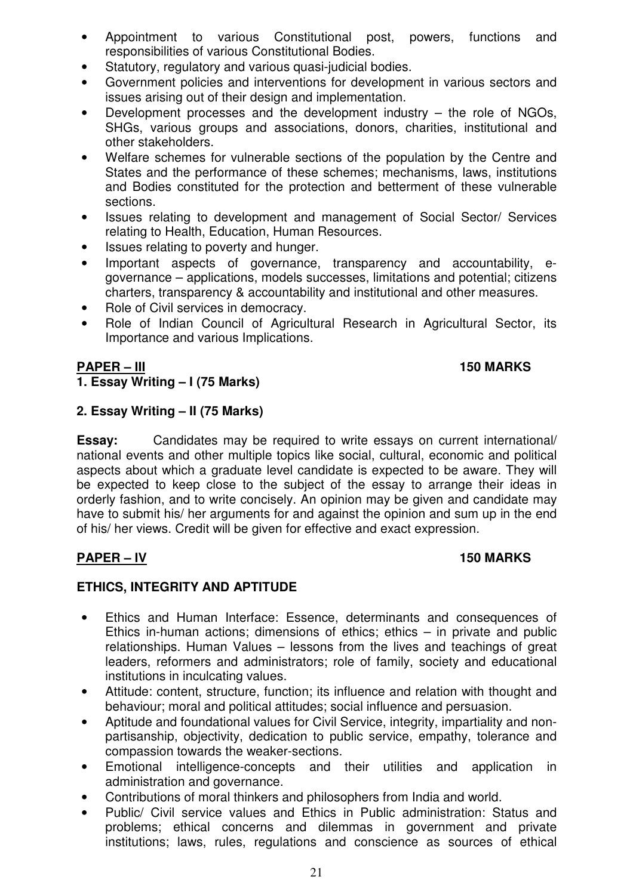- Appointment to various Constitutional post, powers, functions and responsibilities of various Constitutional Bodies.
- Statutory, regulatory and various quasi-judicial bodies.
- Government policies and interventions for development in various sectors and issues arising out of their design and implementation.
- Development processes and the development industry – the role of NGOs, SHGs, various groups and associations, donors, charities, institutional and other stakeholders.
- Welfare schemes for vulnerable sections of the population by the Centre and States and the performance of these schemes; mechanisms, laws, institutions and Bodies constituted for the protection and betterment of these vulnerable sections.
- Issues relating to development and management of Social Sector/ Services relating to Health, Education, Human Resources.
- Issues relating to poverty and hunger.
- Important aspects of governance, transparency and accountability, e-governance – applications, models successes, limitations and potential; citizens charters, transparency & accountability and institutional and other measures.
- Role of Civil services in democracy.
- Role of Indian Council of Agricultural Research in Agricultural Sector, its Importance and various Implications.

## PAPER – III 150 MARKS

**1. Essay Writing – I (75 Marks)**

**2. Essay Writing – II (75 Marks)**

**Essay:** Candidates may be required to write essays on current international/ national events and other multiple topics like social, cultural, economic and political aspects about which a graduate level candidate is expected to be aware. They will be expected to keep close to the subject of the essay to arrange their ideas in orderly fashion, and to write concisely. An opinion may be given and candidate may have to submit his/ her arguments for and against the opinion and sum up in the end of his/ her views. Credit will be given for effective and exact expression.

## PAPER – IV 150 MARKS

### ETHICS, INTEGRITY AND APTITUDE

- Ethics and Human Interface: Essence, determinants and consequences of Ethics in-human actions; dimensions of ethics; ethics – in private and public relationships. Human Values – lessons from the lives and teachings of great leaders, reformers and administrators; role of family, society and educational institutions in inculcating values.
- Attitude: content, structure, function; its influence and relation with thought and behaviour; moral and political attitudes; social influence and persuasion.
- Aptitude and foundational values for Civil Service, integrity, impartiality and non-partisanship, objectivity, dedication to public service, empathy, tolerance and compassion towards the weaker-sections.
- Emotional intelligence-concepts and their utilities and application in administration and governance.
- Contributions of moral thinkers and philosophers from India and world.
- Public/ Civil service values and Ethics in Public administration: Status and problems; ethical concerns and dilemmas in government and private institutions; laws, rules, regulations and conscience as sources of ethical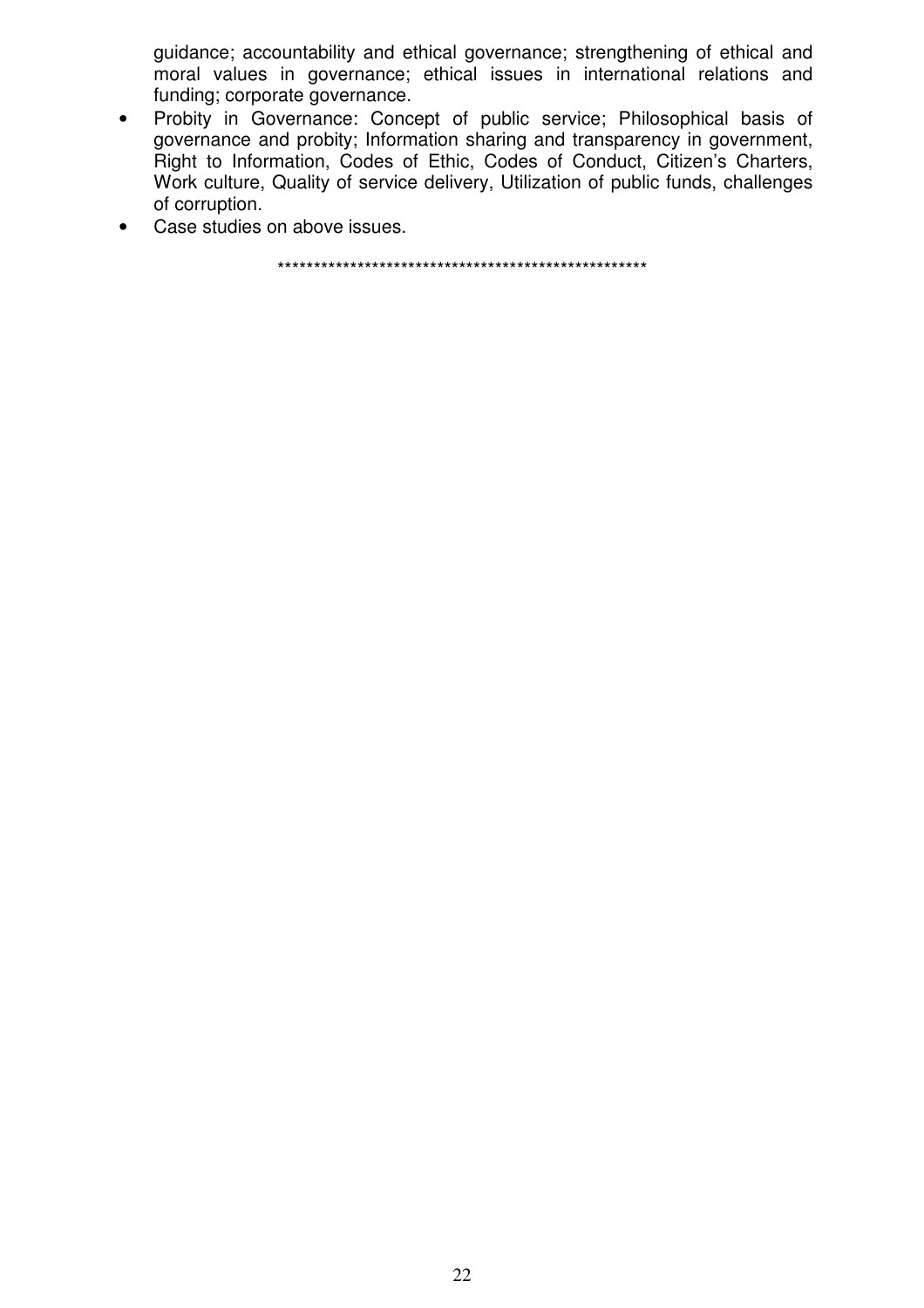guidance; accountability and ethical governance; strengthening of ethical and moral values in governance; ethical issues in international relations and funding; corporate governance.

- Probity in Governance: Concept of public service; Philosophical basis of governance and probity; Information sharing and transparency in government, Right to Information, Codes of Ethic, Codes of Conduct, Citizen's Charters, Work culture, Quality of service delivery, Utilization of public funds, challenges of corruption.
- Case studies on above issues.

****************************************************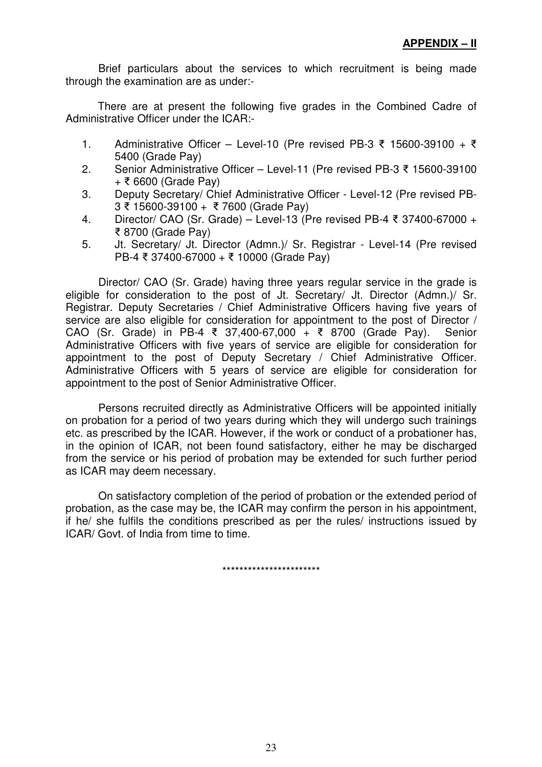**APPENDIX – II**

Brief particulars about the services to which recruitment is being made through the examination are as under:-

There are at present the following five grades in the Combined Cadre of Administrative Officer under the ICAR:-

1. Administrative Officer – Level-10 (Pre revised PB-3 ₹ 15600-39100 + ₹ 5400 (Grade Pay)
2. Senior Administrative Officer – Level-11 (Pre revised PB-3 ₹ 15600-39100 + ₹ 6600 (Grade Pay)
3. Deputy Secretary/ Chief Administrative Officer - Level-12 (Pre revised PB-3 ₹ 15600-39100 + ₹ 7600 (Grade Pay)
4. Director/ CAO (Sr. Grade) – Level-13 (Pre revised PB-4 ₹ 37400-67000 + ₹ 8700 (Grade Pay)
5. Jt. Secretary/ Jt. Director (Admn.)/ Sr. Registrar - Level-14 (Pre revised PB-4 ₹ 37400-67000 + ₹ 10000 (Grade Pay)

Director/ CAO (Sr. Grade) having three years regular service in the grade is eligible for consideration to the post of Jt. Secretary/ Jt. Director (Admn.)/ Sr. Registrar. Deputy Secretaries / Chief Administrative Officers having five years of service are also eligible for consideration for appointment to the post of Director / CAO (Sr. Grade) in PB-4 ₹ 37,400-67,000 + ₹ 8700 (Grade Pay). Senior Administrative Officers with five years of service are eligible for consideration for appointment to the post of Deputy Secretary / Chief Administrative Officer. Administrative Officers with 5 years of service are eligible for consideration for appointment to the post of Senior Administrative Officer.

Persons recruited directly as Administrative Officers will be appointed initially on probation for a period of two years during which they will undergo such trainings etc. as prescribed by the ICAR. However, if the work or conduct of a probationer has, in the opinion of ICAR, not been found satisfactory, either he may be discharged from the service or his period of probation may be extended for such further period as ICAR may deem necessary.

On satisfactory completion of the period of probation or the extended period of probation, as the case may be, the ICAR may confirm the person in his appointment, if he/ she fulfils the conditions prescribed as per the rules/ instructions issued by ICAR/ Govt. of India from time to time.

**********************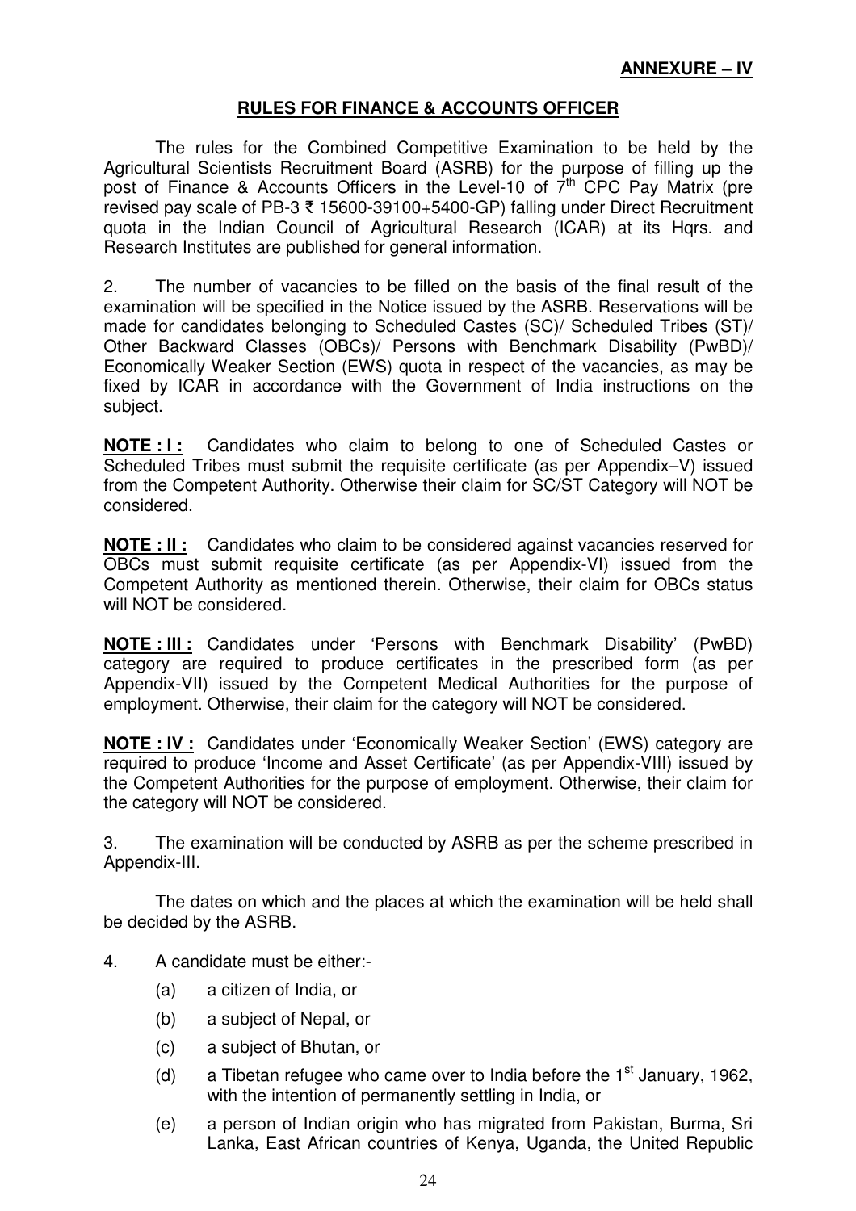**ANNEXURE – IV**

## RULES FOR FINANCE & ACCOUNTS OFFICER

The rules for the Combined Competitive Examination to be held by the Agricultural Scientists Recruitment Board (ASRB) for the purpose of filling up the post of Finance & Accounts Officers in the Level-10 of 7th CPC Pay Matrix (pre revised pay scale of PB-3 ₹ 15600-39100+5400-GP) falling under Direct Recruitment quota in the Indian Council of Agricultural Research (ICAR) at its Hqrs. and Research Institutes are published for general information.

2. The number of vacancies to be filled on the basis of the final result of the examination will be specified in the Notice issued by the ASRB. Reservations will be made for candidates belonging to Scheduled Castes (SC)/ Scheduled Tribes (ST)/ Other Backward Classes (OBCs)/ Persons with Benchmark Disability (PwBD)/ Economically Weaker Section (EWS) quota in respect of the vacancies, as may be fixed by ICAR in accordance with the Government of India instructions on the subject.

**NOTE : I :** Candidates who claim to belong to one of Scheduled Castes or Scheduled Tribes must submit the requisite certificate (as per Appendix–V) issued from the Competent Authority. Otherwise their claim for SC/ST Category will NOT be considered.

**NOTE : II :** Candidates who claim to be considered against vacancies reserved for OBCs must submit requisite certificate (as per Appendix-VI) issued from the Competent Authority as mentioned therein. Otherwise, their claim for OBCs status will NOT be considered.

**NOTE : III :** Candidates under 'Persons with Benchmark Disability' (PwBD) category are required to produce certificates in the prescribed form (as per Appendix-VII) issued by the Competent Medical Authorities for the purpose of employment. Otherwise, their claim for the category will NOT be considered.

**NOTE : IV :** Candidates under 'Economically Weaker Section' (EWS) category are required to produce 'Income and Asset Certificate' (as per Appendix-VIII) issued by the Competent Authorities for the purpose of employment. Otherwise, their claim for the category will NOT be considered.

3. The examination will be conducted by ASRB as per the scheme prescribed in Appendix-III.

The dates on which and the places at which the examination will be held shall be decided by the ASRB.

4. A candidate must be either:-

(a) a citizen of India, or

(b) a subject of Nepal, or

(c) a subject of Bhutan, or

(d) a Tibetan refugee who came over to India before the 1st January, 1962, with the intention of permanently settling in India, or

(e) a person of Indian origin who has migrated from Pakistan, Burma, Sri Lanka, East African countries of Kenya, Uganda, the United Republic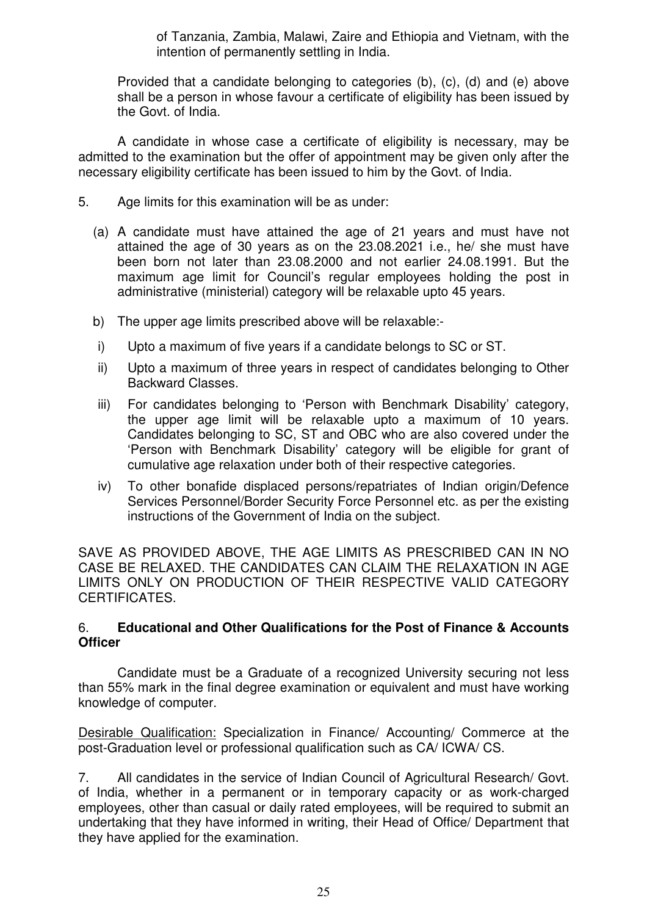of Tanzania, Zambia, Malawi, Zaire and Ethiopia and Vietnam, with the intention of permanently settling in India.

Provided that a candidate belonging to categories (b), (c), (d) and (e) above shall be a person in whose favour a certificate of eligibility has been issued by the Govt. of India.

A candidate in whose case a certificate of eligibility is necessary, may be admitted to the examination but the offer of appointment may be given only after the necessary eligibility certificate has been issued to him by the Govt. of India.

5. Age limits for this examination will be as under:

(a) A candidate must have attained the age of 21 years and must have not attained the age of 30 years as on the 23.08.2021 i.e., he/ she must have been born not later than 23.08.2000 and not earlier 24.08.1991. But the maximum age limit for Council's regular employees holding the post in administrative (ministerial) category will be relaxable upto 45 years.

b) The upper age limits prescribed above will be relaxable:-

i) Upto a maximum of five years if a candidate belongs to SC or ST.

ii) Upto a maximum of three years in respect of candidates belonging to Other Backward Classes.

iii) For candidates belonging to 'Person with Benchmark Disability' category, the upper age limit will be relaxable upto a maximum of 10 years. Candidates belonging to SC, ST and OBC who are also covered under the 'Person with Benchmark Disability' category will be eligible for grant of cumulative age relaxation under both of their respective categories.

iv) To other bonafide displaced persons/repatriates of Indian origin/Defence Services Personnel/Border Security Force Personnel etc. as per the existing instructions of the Government of India on the subject.

SAVE AS PROVIDED ABOVE, THE AGE LIMITS AS PRESCRIBED CAN IN NO CASE BE RELAXED. THE CANDIDATES CAN CLAIM THE RELAXATION IN AGE LIMITS ONLY ON PRODUCTION OF THEIR RESPECTIVE VALID CATEGORY CERTIFICATES.

6. **Educational and Other Qualifications for the Post of Finance & Accounts Officer**

Candidate must be a Graduate of a recognized University securing not less than 55% mark in the final degree examination or equivalent and must have working knowledge of computer.

Desirable Qualification: Specialization in Finance/ Accounting/ Commerce at the post-Graduation level or professional qualification such as CA/ ICWA/ CS.

7. All candidates in the service of Indian Council of Agricultural Research/ Govt. of India, whether in a permanent or in temporary capacity or as work-charged employees, other than casual or daily rated employees, will be required to submit an undertaking that they have informed in writing, their Head of Office/ Department that they have applied for the examination.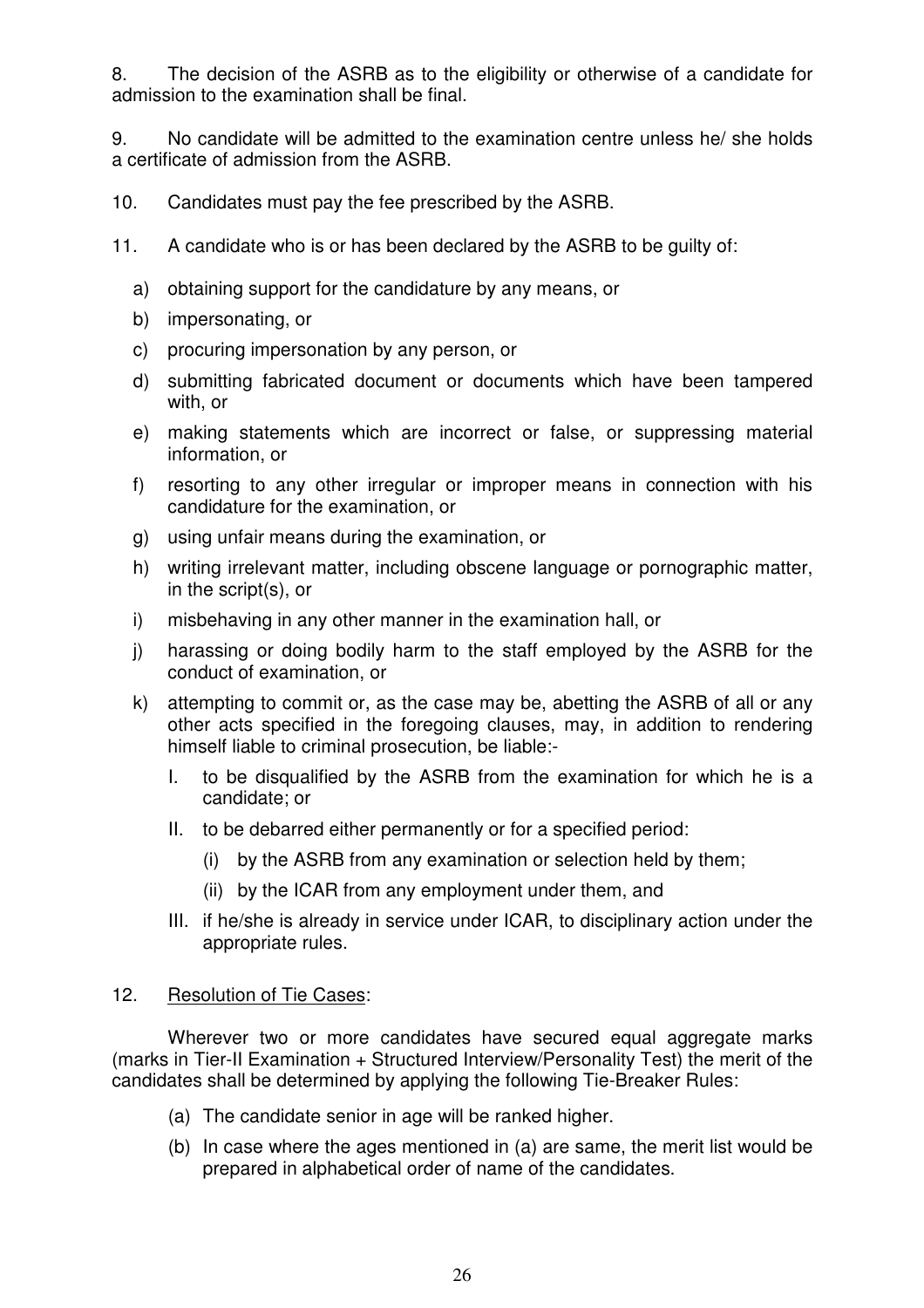8. The decision of the ASRB as to the eligibility or otherwise of a candidate for admission to the examination shall be final.

9. No candidate will be admitted to the examination centre unless he/ she holds a certificate of admission from the ASRB.

10. Candidates must pay the fee prescribed by the ASRB.

11. A candidate who is or has been declared by the ASRB to be guilty of:

a) obtaining support for the candidature by any means, or
b) impersonating, or
c) procuring impersonation by any person, or
d) submitting fabricated document or documents which have been tampered with, or
e) making statements which are incorrect or false, or suppressing material information, or
f) resorting to any other irregular or improper means in connection with his candidature for the examination, or
g) using unfair means during the examination, or
h) writing irrelevant matter, including obscene language or pornographic matter, in the script(s), or
i) misbehaving in any other manner in the examination hall, or
j) harassing or doing bodily harm to the staff employed by the ASRB for the conduct of examination, or
k) attempting to commit or, as the case may be, abetting the ASRB of all or any other acts specified in the foregoing clauses, may, in addition to rendering himself liable to criminal prosecution, be liable:-
   I. to be disqualified by the ASRB from the examination for which he is a candidate; or
   II. to be debarred either permanently or for a specified period:
      (i) by the ASRB from any examination or selection held by them;
      (ii) by the ICAR from any employment under them, and
   III. if he/she is already in service under ICAR, to disciplinary action under the appropriate rules.

12. <u>Resolution of Tie Cases</u>:

Wherever two or more candidates have secured equal aggregate marks (marks in Tier-II Examination + Structured Interview/Personality Test) the merit of the candidates shall be determined by applying the following Tie-Breaker Rules:

(a) The candidate senior in age will be ranked higher.
(b) In case where the ages mentioned in (a) are same, the merit list would be prepared in alphabetical order of name of the candidates.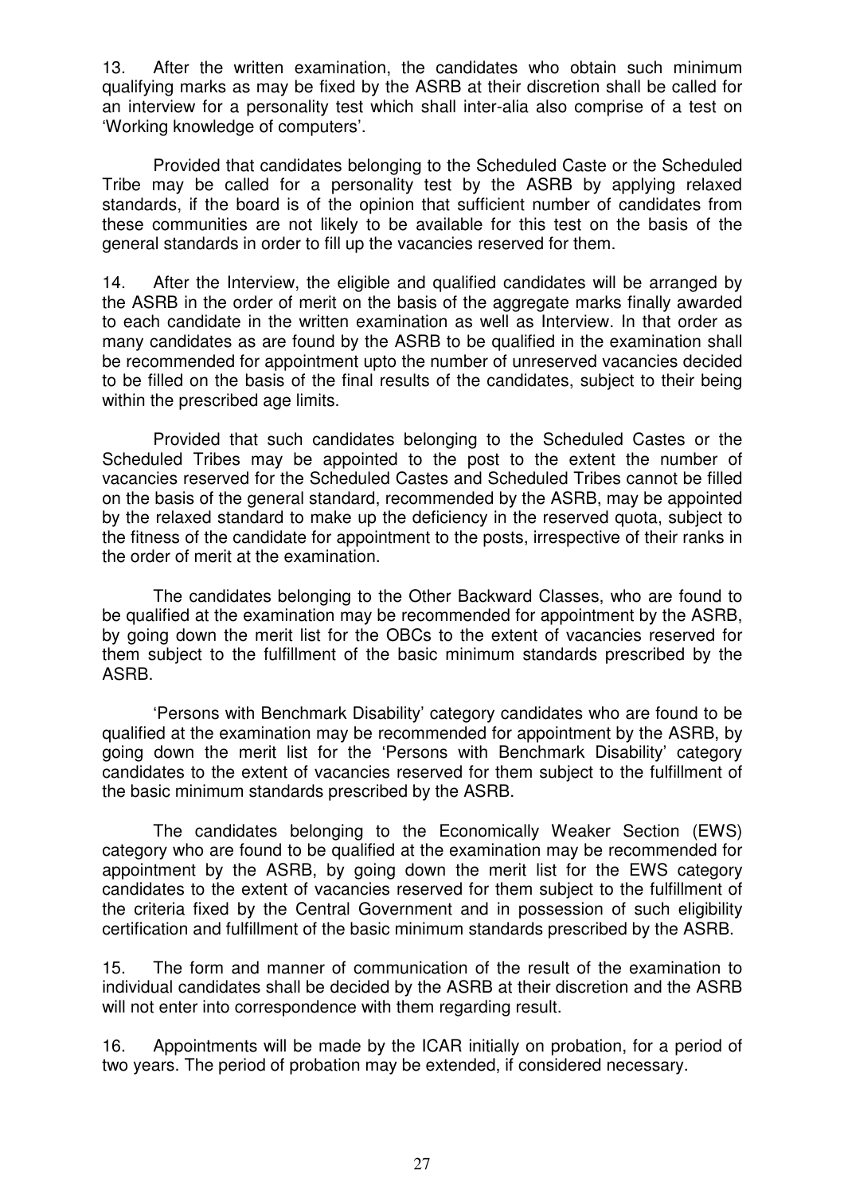13. After the written examination, the candidates who obtain such minimum qualifying marks as may be fixed by the ASRB at their discretion shall be called for an interview for a personality test which shall inter-alia also comprise of a test on 'Working knowledge of computers'.

Provided that candidates belonging to the Scheduled Caste or the Scheduled Tribe may be called for a personality test by the ASRB by applying relaxed standards, if the board is of the opinion that sufficient number of candidates from these communities are not likely to be available for this test on the basis of the general standards in order to fill up the vacancies reserved for them.

14. After the Interview, the eligible and qualified candidates will be arranged by the ASRB in the order of merit on the basis of the aggregate marks finally awarded to each candidate in the written examination as well as Interview. In that order as many candidates as are found by the ASRB to be qualified in the examination shall be recommended for appointment upto the number of unreserved vacancies decided to be filled on the basis of the final results of the candidates, subject to their being within the prescribed age limits.

Provided that such candidates belonging to the Scheduled Castes or the Scheduled Tribes may be appointed to the post to the extent the number of vacancies reserved for the Scheduled Castes and Scheduled Tribes cannot be filled on the basis of the general standard, recommended by the ASRB, may be appointed by the relaxed standard to make up the deficiency in the reserved quota, subject to the fitness of the candidate for appointment to the posts, irrespective of their ranks in the order of merit at the examination.

The candidates belonging to the Other Backward Classes, who are found to be qualified at the examination may be recommended for appointment by the ASRB, by going down the merit list for the OBCs to the extent of vacancies reserved for them subject to the fulfillment of the basic minimum standards prescribed by the ASRB.

'Persons with Benchmark Disability' category candidates who are found to be qualified at the examination may be recommended for appointment by the ASRB, by going down the merit list for the 'Persons with Benchmark Disability' category candidates to the extent of vacancies reserved for them subject to the fulfillment of the basic minimum standards prescribed by the ASRB.

The candidates belonging to the Economically Weaker Section (EWS) category who are found to be qualified at the examination may be recommended for appointment by the ASRB, by going down the merit list for the EWS category candidates to the extent of vacancies reserved for them subject to the fulfillment of the criteria fixed by the Central Government and in possession of such eligibility certification and fulfillment of the basic minimum standards prescribed by the ASRB.

15. The form and manner of communication of the result of the examination to individual candidates shall be decided by the ASRB at their discretion and the ASRB will not enter into correspondence with them regarding result.

16. Appointments will be made by the ICAR initially on probation, for a period of two years. The period of probation may be extended, if considered necessary.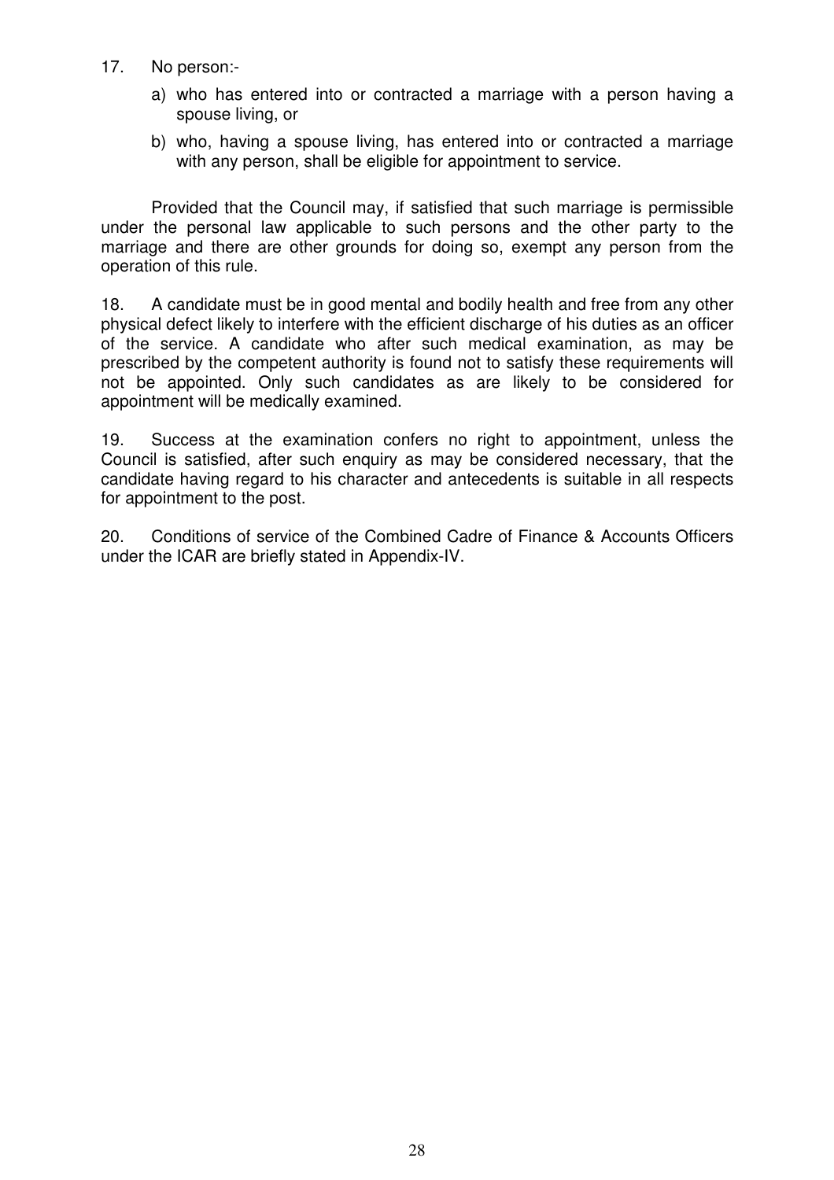17. No person:-

    a) who has entered into or contracted a marriage with a person having a spouse living, or

    b) who, having a spouse living, has entered into or contracted a marriage with any person, shall be eligible for appointment to service.

Provided that the Council may, if satisfied that such marriage is permissible under the personal law applicable to such persons and the other party to the marriage and there are other grounds for doing so, exempt any person from the operation of this rule.

18. A candidate must be in good mental and bodily health and free from any other physical defect likely to interfere with the efficient discharge of his duties as an officer of the service. A candidate who after such medical examination, as may be prescribed by the competent authority is found not to satisfy these requirements will not be appointed. Only such candidates as are likely to be considered for appointment will be medically examined.

19. Success at the examination confers no right to appointment, unless the Council is satisfied, after such enquiry as may be considered necessary, that the candidate having regard to his character and antecedents is suitable in all respects for appointment to the post.

20. Conditions of service of the Combined Cadre of Finance & Accounts Officers under the ICAR are briefly stated in Appendix-IV.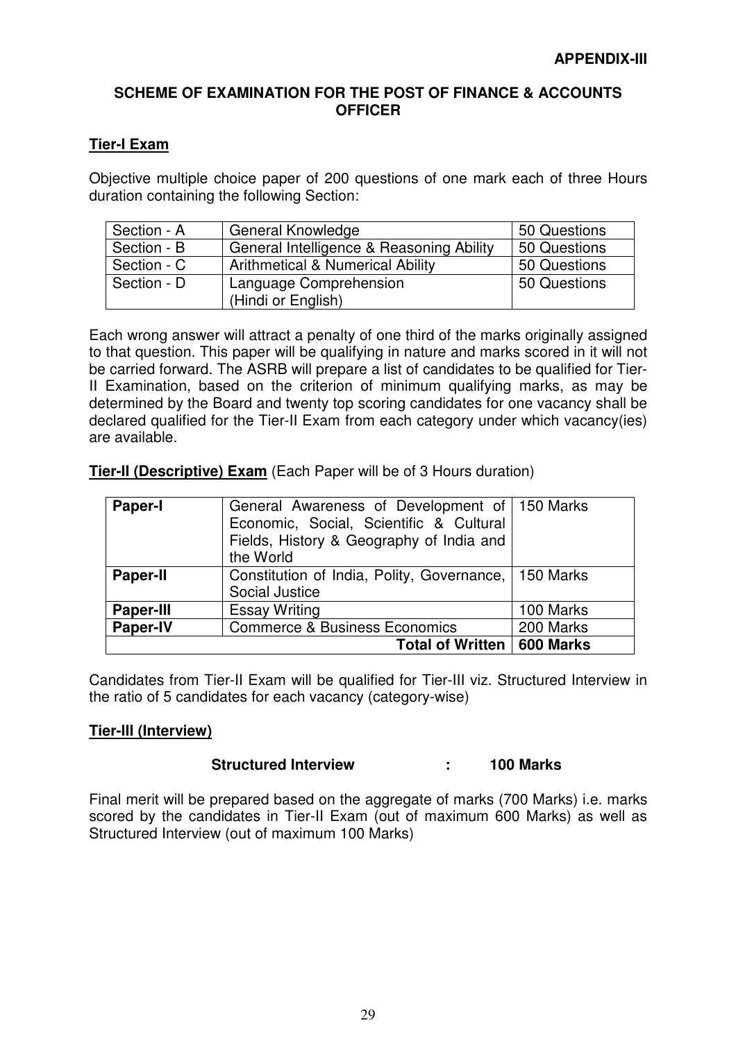**APPENDIX-III**

## SCHEME OF EXAMINATION FOR THE POST OF FINANCE & ACCOUNTS OFFICER

### Tier-I Exam

Objective multiple choice paper of 200 questions of one mark each of three Hours duration containing the following Section:

| Section | Subject | Questions |
|---|---|---|
| Section - A | General Knowledge | 50 Questions |
| Section - B | General Intelligence & Reasoning Ability | 50 Questions |
| Section - C | Arithmetical & Numerical Ability | 50 Questions |
| Section - D | Language Comprehension (Hindi or English) | 50 Questions |

Each wrong answer will attract a penalty of one third of the marks originally assigned to that question. This paper will be qualifying in nature and marks scored in it will not be carried forward. The ASRB will prepare a list of candidates to be qualified for Tier-II Examination, based on the criterion of minimum qualifying marks, as may be determined by the Board and twenty top scoring candidates for one vacancy shall be declared qualified for the Tier-II Exam from each category under which vacancy(ies) are available.

**Tier-II (Descriptive) Exam** (Each Paper will be of 3 Hours duration)

| Paper | Subject | Marks |
|---|---|---|
| **Paper-I** | General Awareness of Development of Economic, Social, Scientific & Cultural Fields, History & Geography of India and the World | 150 Marks |
| **Paper-II** | Constitution of India, Polity, Governance, Social Justice | 150 Marks |
| **Paper-III** | Essay Writing | 100 Marks |
| **Paper-IV** | Commerce & Business Economics | 200 Marks |
| | **Total of Written** | **600 Marks** |

Candidates from Tier-II Exam will be qualified for Tier-III viz. Structured Interview in the ratio of 5 candidates for each vacancy (category-wise)

### Tier-III (Interview)

**Structured Interview : 100 Marks**

Final merit will be prepared based on the aggregate of marks (700 Marks) i.e. marks scored by the candidates in Tier-II Exam (out of maximum 600 Marks) as well as Structured Interview (out of maximum 100 Marks)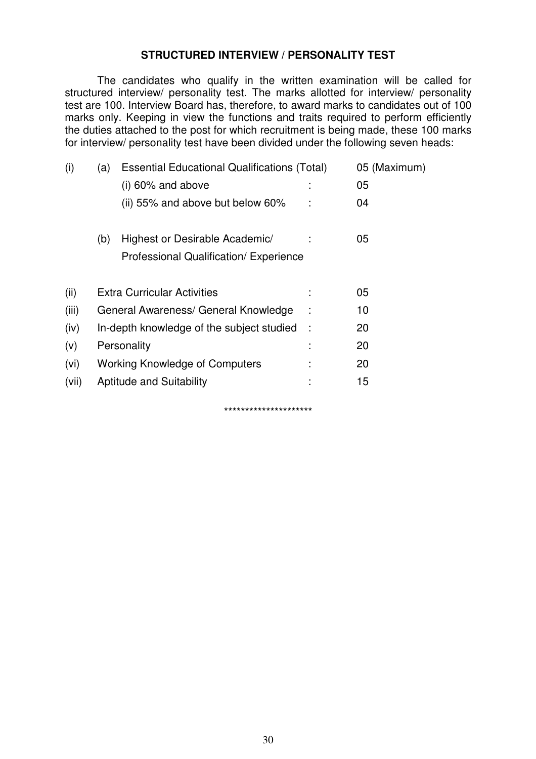## STRUCTURED INTERVIEW / PERSONALITY TEST

The candidates who qualify in the written examination will be called for structured interview/ personality test. The marks allotted for interview/ personality test are 100. Interview Board has, therefore, to award marks to candidates out of 100 marks only. Keeping in view the functions and traits required to perform efficiently the duties attached to the post for which recruitment is being made, these 100 marks for interview/ personality test have been divided under the following seven heads:

| | | | | |
|---|---|---|---|---|
| (i) | (a) | Essential Educational Qualifications (Total) | | 05 (Maximum) |
| | | (i) 60% and above | : | 05 |
| | | (ii) 55% and above but below 60% | : | 04 |
| | (b) | Highest or Desirable Academic/ Professional Qualification/ Experience | : | 05 |
| (ii) | | Extra Curricular Activities | : | 05 |
| (iii) | | General Awareness/ General Knowledge | : | 10 |
| (iv) | | In-depth knowledge of the subject studied | : | 20 |
| (v) | | Personality | : | 20 |
| (vi) | | Working Knowledge of Computers | : | 20 |
| (vii) | | Aptitude and Suitability | : | 15 |

*********************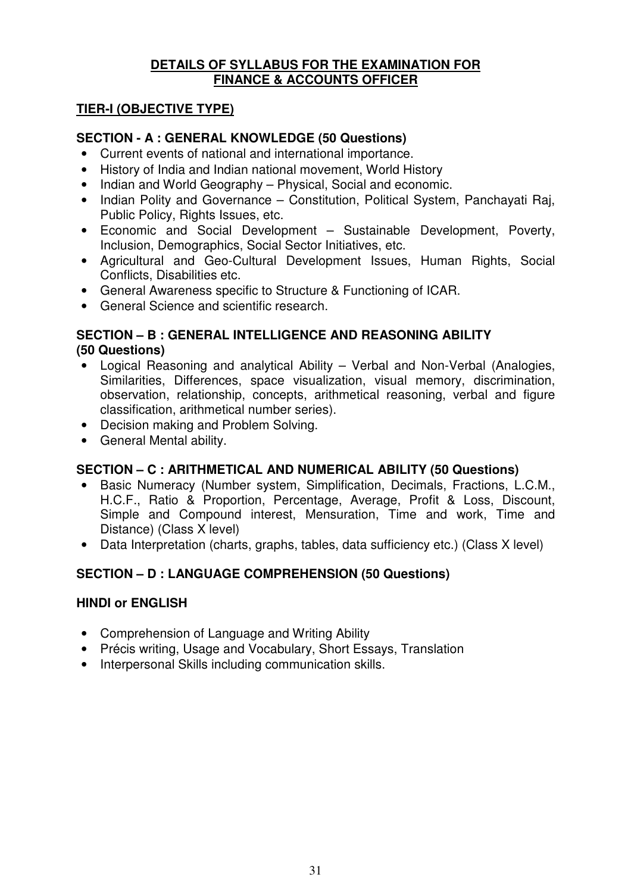## DETAILS OF SYLLABUS FOR THE EXAMINATION FOR FINANCE & ACCOUNTS OFFICER

### TIER-I (OBJECTIVE TYPE)

**SECTION - A : GENERAL KNOWLEDGE (50 Questions)**

- Current events of national and international importance.
- History of India and Indian national movement, World History
- Indian and World Geography – Physical, Social and economic.
- Indian Polity and Governance – Constitution, Political System, Panchayati Raj, Public Policy, Rights Issues, etc.
- Economic and Social Development – Sustainable Development, Poverty, Inclusion, Demographics, Social Sector Initiatives, etc.
- Agricultural and Geo-Cultural Development Issues, Human Rights, Social Conflicts, Disabilities etc.
- General Awareness specific to Structure & Functioning of ICAR.
- General Science and scientific research.

**SECTION – B : GENERAL INTELLIGENCE AND REASONING ABILITY (50 Questions)**

- Logical Reasoning and analytical Ability – Verbal and Non-Verbal (Analogies, Similarities, Differences, space visualization, visual memory, discrimination, observation, relationship, concepts, arithmetical reasoning, verbal and figure classification, arithmetical number series).
- Decision making and Problem Solving.
- General Mental ability.

**SECTION – C : ARITHMETICAL AND NUMERICAL ABILITY (50 Questions)**

- Basic Numeracy (Number system, Simplification, Decimals, Fractions, L.C.M., H.C.F., Ratio & Proportion, Percentage, Average, Profit & Loss, Discount, Simple and Compound interest, Mensuration, Time and work, Time and Distance) (Class X level)
- Data Interpretation (charts, graphs, tables, data sufficiency etc.) (Class X level)

**SECTION – D : LANGUAGE COMPREHENSION (50 Questions)**

**HINDI or ENGLISH**

- Comprehension of Language and Writing Ability
- Précis writing, Usage and Vocabulary, Short Essays, Translation
- Interpersonal Skills including communication skills.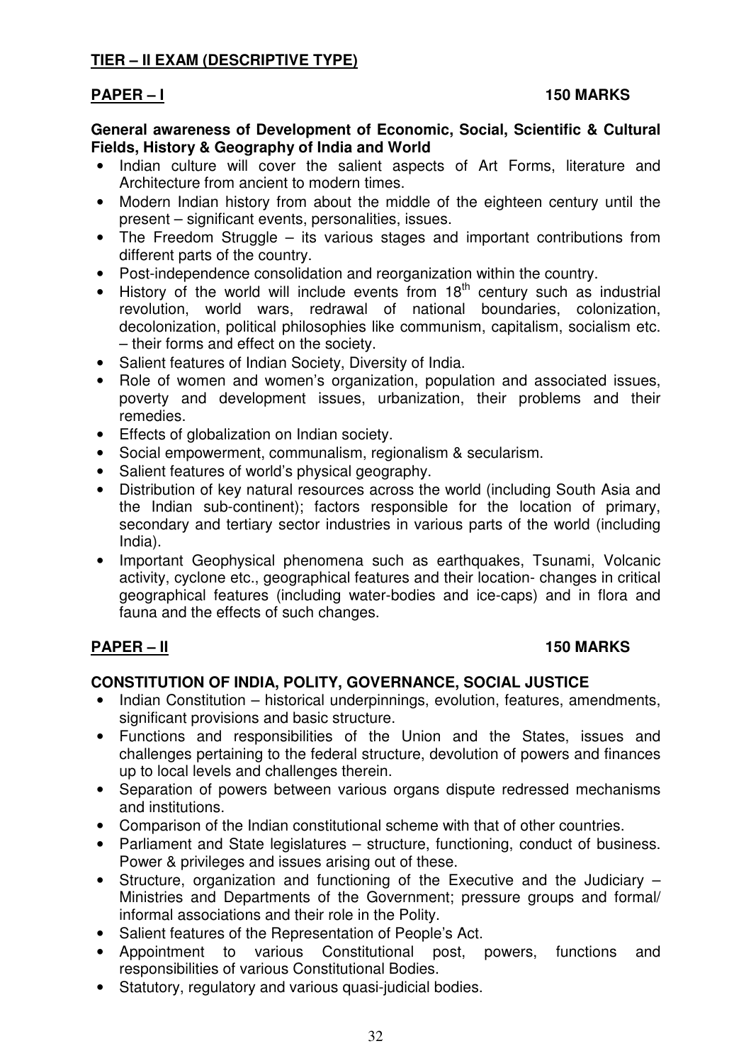## TIER – II EXAM (DESCRIPTIVE TYPE)

### PAPER – I **150 MARKS**

**General awareness of Development of Economic, Social, Scientific & Cultural Fields, History & Geography of India and World**

- Indian culture will cover the salient aspects of Art Forms, literature and Architecture from ancient to modern times.
- Modern Indian history from about the middle of the eighteen century until the present – significant events, personalities, issues.
- The Freedom Struggle – its various stages and important contributions from different parts of the country.
- Post-independence consolidation and reorganization within the country.
- History of the world will include events from 18th century such as industrial revolution, world wars, redrawal of national boundaries, colonization, decolonization, political philosophies like communism, capitalism, socialism etc. – their forms and effect on the society.
- Salient features of Indian Society, Diversity of India.
- Role of women and women's organization, population and associated issues, poverty and development issues, urbanization, their problems and their remedies.
- Effects of globalization on Indian society.
- Social empowerment, communalism, regionalism & secularism.
- Salient features of world's physical geography.
- Distribution of key natural resources across the world (including South Asia and the Indian sub-continent); factors responsible for the location of primary, secondary and tertiary sector industries in various parts of the world (including India).
- Important Geophysical phenomena such as earthquakes, Tsunami, Volcanic activity, cyclone etc., geographical features and their location- changes in critical geographical features (including water-bodies and ice-caps) and in flora and fauna and the effects of such changes.

### PAPER – II **150 MARKS**

**CONSTITUTION OF INDIA, POLITY, GOVERNANCE, SOCIAL JUSTICE**

- Indian Constitution – historical underpinnings, evolution, features, amendments, significant provisions and basic structure.
- Functions and responsibilities of the Union and the States, issues and challenges pertaining to the federal structure, devolution of powers and finances up to local levels and challenges therein.
- Separation of powers between various organs dispute redressed mechanisms and institutions.
- Comparison of the Indian constitutional scheme with that of other countries.
- Parliament and State legislatures – structure, functioning, conduct of business. Power & privileges and issues arising out of these.
- Structure, organization and functioning of the Executive and the Judiciary – Ministries and Departments of the Government; pressure groups and formal/ informal associations and their role in the Polity.
- Salient features of the Representation of People's Act.
- Appointment to various Constitutional post, powers, functions and responsibilities of various Constitutional Bodies.
- Statutory, regulatory and various quasi-judicial bodies.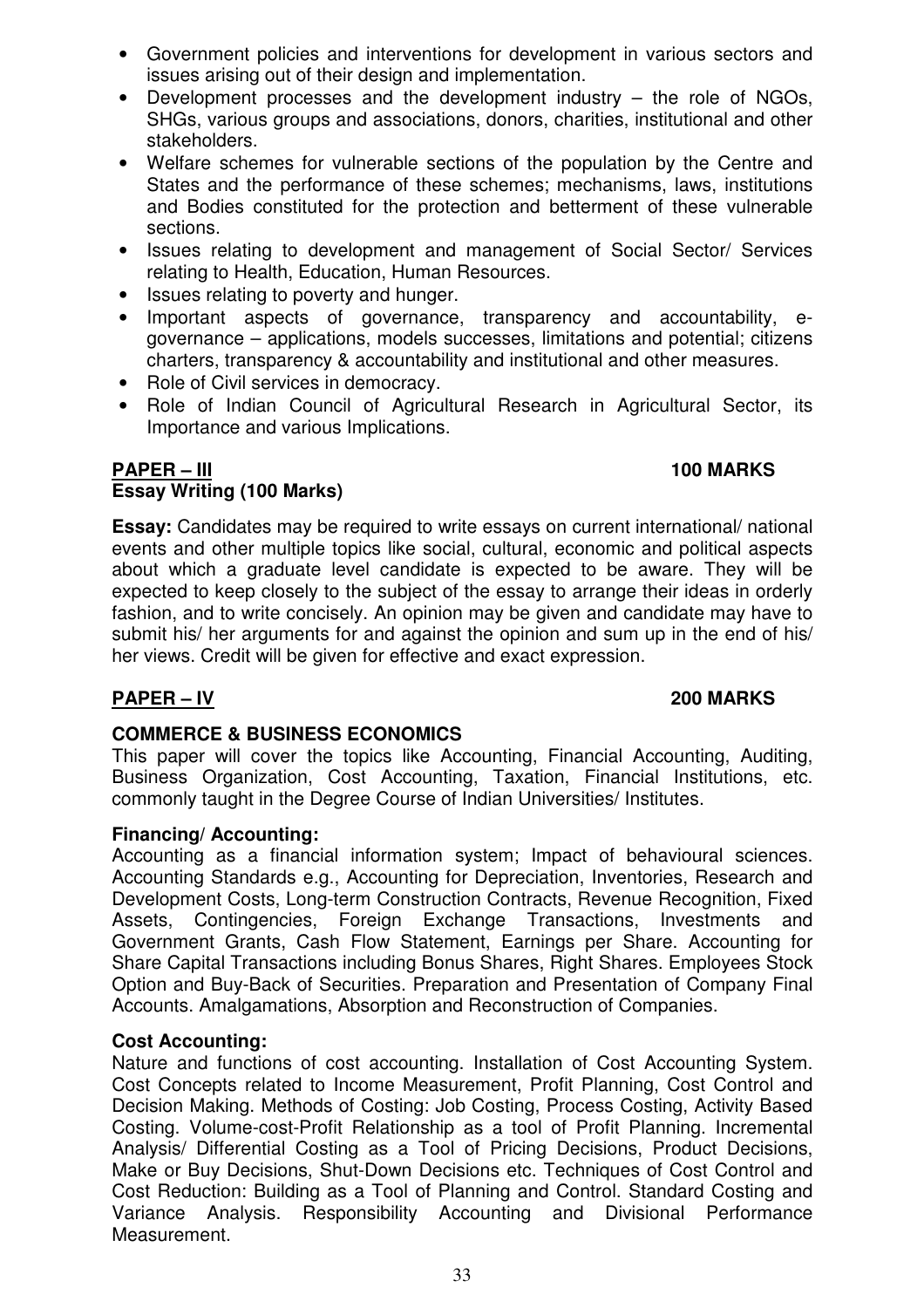- Government policies and interventions for development in various sectors and issues arising out of their design and implementation.
- Development processes and the development industry – the role of NGOs, SHGs, various groups and associations, donors, charities, institutional and other stakeholders.
- Welfare schemes for vulnerable sections of the population by the Centre and States and the performance of these schemes; mechanisms, laws, institutions and Bodies constituted for the protection and betterment of these vulnerable sections.
- Issues relating to development and management of Social Sector/ Services relating to Health, Education, Human Resources.
- Issues relating to poverty and hunger.
- Important aspects of governance, transparency and accountability, e-governance – applications, models successes, limitations and potential; citizens charters, transparency & accountability and institutional and other measures.
- Role of Civil services in democracy.
- Role of Indian Council of Agricultural Research in Agricultural Sector, its Importance and various Implications.

## PAPER – III 100 MARKS

**Essay Writing (100 Marks)**

**Essay:** Candidates may be required to write essays on current international/ national events and other multiple topics like social, cultural, economic and political aspects about which a graduate level candidate is expected to be aware. They will be expected to keep closely to the subject of the essay to arrange their ideas in orderly fashion, and to write concisely. An opinion may be given and candidate may have to submit his/ her arguments for and against the opinion and sum up in the end of his/ her views. Credit will be given for effective and exact expression.

## PAPER – IV 200 MARKS

**COMMERCE & BUSINESS ECONOMICS**

This paper will cover the topics like Accounting, Financial Accounting, Auditing, Business Organization, Cost Accounting, Taxation, Financial Institutions, etc. commonly taught in the Degree Course of Indian Universities/ Institutes.

**Financing/ Accounting:**

Accounting as a financial information system; Impact of behavioural sciences. Accounting Standards e.g., Accounting for Depreciation, Inventories, Research and Development Costs, Long-term Construction Contracts, Revenue Recognition, Fixed Assets, Contingencies, Foreign Exchange Transactions, Investments and Government Grants, Cash Flow Statement, Earnings per Share. Accounting for Share Capital Transactions including Bonus Shares, Right Shares. Employees Stock Option and Buy-Back of Securities. Preparation and Presentation of Company Final Accounts. Amalgamations, Absorption and Reconstruction of Companies.

**Cost Accounting:**

Nature and functions of cost accounting. Installation of Cost Accounting System. Cost Concepts related to Income Measurement, Profit Planning, Cost Control and Decision Making. Methods of Costing: Job Costing, Process Costing, Activity Based Costing. Volume-cost-Profit Relationship as a tool of Profit Planning. Incremental Analysis/ Differential Costing as a Tool of Pricing Decisions, Product Decisions, Make or Buy Decisions, Shut-Down Decisions etc. Techniques of Cost Control and Cost Reduction: Building as a Tool of Planning and Control. Standard Costing and Variance Analysis. Responsibility Accounting and Divisional Performance Measurement.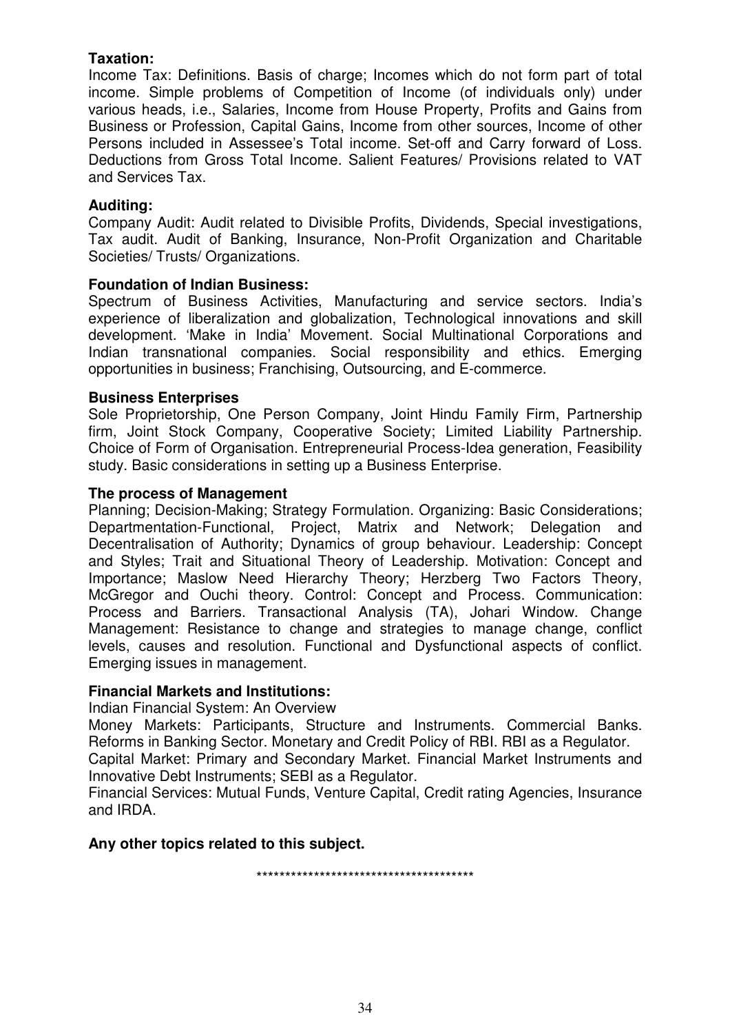**Taxation:**
Income Tax: Definitions. Basis of charge; Incomes which do not form part of total income. Simple problems of Competition of Income (of individuals only) under various heads, i.e., Salaries, Income from House Property, Profits and Gains from Business or Profession, Capital Gains, Income from other sources, Income of other Persons included in Assessee's Total income. Set-off and Carry forward of Loss. Deductions from Gross Total Income. Salient Features/ Provisions related to VAT and Services Tax.

**Auditing:**
Company Audit: Audit related to Divisible Profits, Dividends, Special investigations, Tax audit. Audit of Banking, Insurance, Non-Profit Organization and Charitable Societies/ Trusts/ Organizations.

**Foundation of Indian Business:**
Spectrum of Business Activities, Manufacturing and service sectors. India's experience of liberalization and globalization, Technological innovations and skill development. 'Make in India' Movement. Social Multinational Corporations and Indian transnational companies. Social responsibility and ethics. Emerging opportunities in business; Franchising, Outsourcing, and E-commerce.

**Business Enterprises**
Sole Proprietorship, One Person Company, Joint Hindu Family Firm, Partnership firm, Joint Stock Company, Cooperative Society; Limited Liability Partnership. Choice of Form of Organisation. Entrepreneurial Process-Idea generation, Feasibility study. Basic considerations in setting up a Business Enterprise.

**The process of Management**
Planning; Decision-Making; Strategy Formulation. Organizing: Basic Considerations; Departmentation-Functional, Project, Matrix and Network; Delegation and Decentralisation of Authority; Dynamics of group behaviour. Leadership: Concept and Styles; Trait and Situational Theory of Leadership. Motivation: Concept and Importance; Maslow Need Hierarchy Theory; Herzberg Two Factors Theory, McGregor and Ouchi theory. Control: Concept and Process. Communication: Process and Barriers. Transactional Analysis (TA), Johari Window. Change Management: Resistance to change and strategies to manage change, conflict levels, causes and resolution. Functional and Dysfunctional aspects of conflict. Emerging issues in management.

**Financial Markets and Institutions:**
Indian Financial System: An Overview
Money Markets: Participants, Structure and Instruments. Commercial Banks. Reforms in Banking Sector. Monetary and Credit Policy of RBI. RBI as a Regulator.
Capital Market: Primary and Secondary Market. Financial Market Instruments and Innovative Debt Instruments; SEBI as a Regulator.
Financial Services: Mutual Funds, Venture Capital, Credit rating Agencies, Insurance and IRDA.

**Any other topics related to this subject.**

**************************************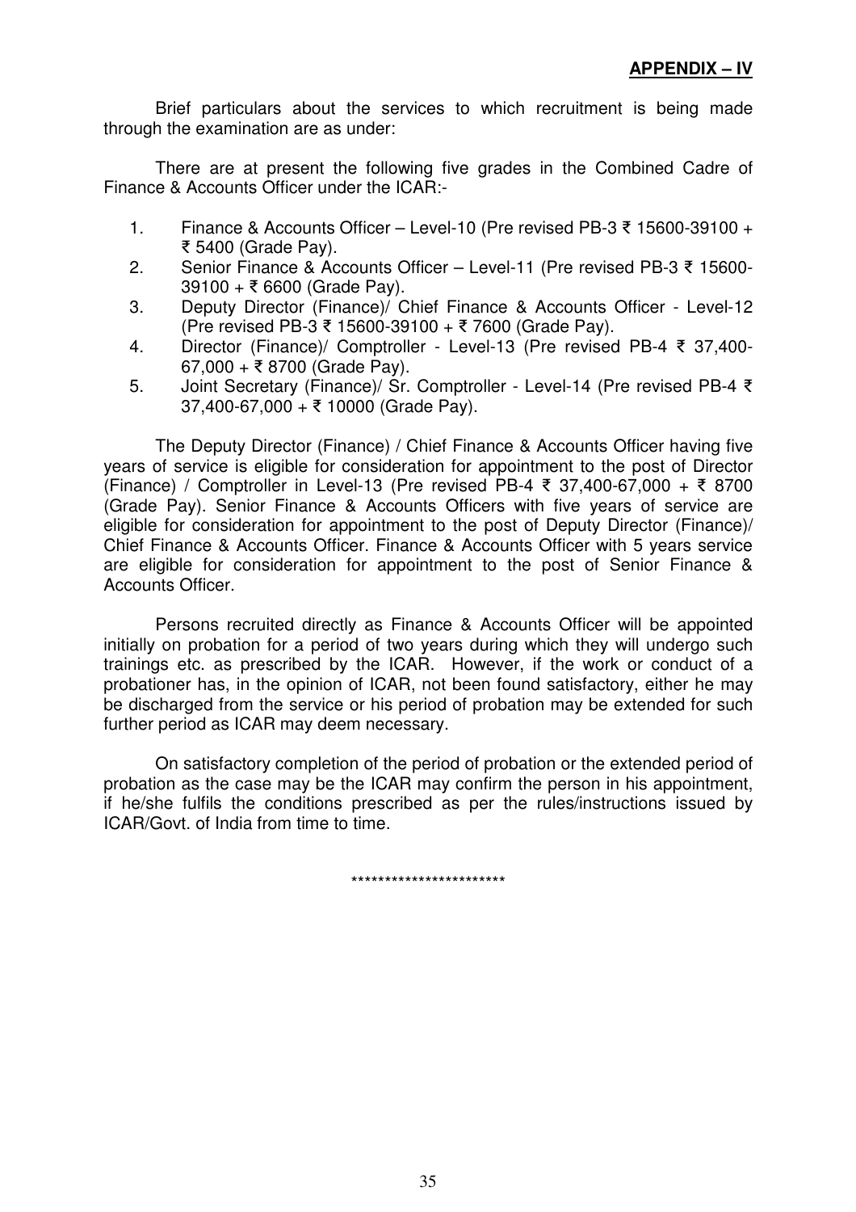**APPENDIX – IV**

Brief particulars about the services to which recruitment is being made through the examination are as under:

There are at present the following five grades in the Combined Cadre of Finance & Accounts Officer under the ICAR:-

1. Finance & Accounts Officer – Level-10 (Pre revised PB-3 ₹ 15600-39100 + ₹ 5400 (Grade Pay).
2. Senior Finance & Accounts Officer – Level-11 (Pre revised PB-3 ₹ 15600-39100 + ₹ 6600 (Grade Pay).
3. Deputy Director (Finance)/ Chief Finance & Accounts Officer - Level-12 (Pre revised PB-3 ₹ 15600-39100 + ₹ 7600 (Grade Pay).
4. Director (Finance)/ Comptroller - Level-13 (Pre revised PB-4 ₹ 37,400-67,000 + ₹ 8700 (Grade Pay).
5. Joint Secretary (Finance)/ Sr. Comptroller - Level-14 (Pre revised PB-4 ₹ 37,400-67,000 + ₹ 10000 (Grade Pay).

The Deputy Director (Finance) / Chief Finance & Accounts Officer having five years of service is eligible for consideration for appointment to the post of Director (Finance) / Comptroller in Level-13 (Pre revised PB-4 ₹ 37,400-67,000 + ₹ 8700 (Grade Pay). Senior Finance & Accounts Officers with five years of service are eligible for consideration for appointment to the post of Deputy Director (Finance)/ Chief Finance & Accounts Officer. Finance & Accounts Officer with 5 years service are eligible for consideration for appointment to the post of Senior Finance & Accounts Officer.

Persons recruited directly as Finance & Accounts Officer will be appointed initially on probation for a period of two years during which they will undergo such trainings etc. as prescribed by the ICAR. However, if the work or conduct of a probationer has, in the opinion of ICAR, not been found satisfactory, either he may be discharged from the service or his period of probation may be extended for such further period as ICAR may deem necessary.

On satisfactory completion of the period of probation or the extended period of probation as the case may be the ICAR may confirm the person in his appointment, if he/she fulfils the conditions prescribed as per the rules/instructions issued by ICAR/Govt. of India from time to time.

**********************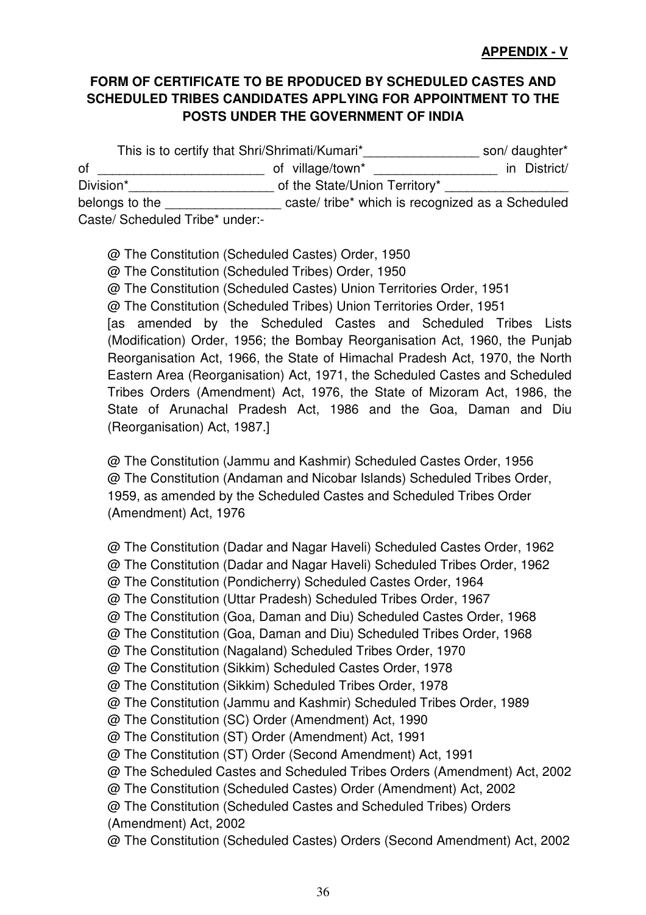**APPENDIX - V**

**FORM OF CERTIFICATE TO BE RPODUCED BY SCHEDULED CASTES AND SCHEDULED TRIBES CANDIDATES APPLYING FOR APPOINTMENT TO THE POSTS UNDER THE GOVERNMENT OF INDIA**

This is to certify that Shri/Shrimati/Kumari*________________ son/ daughter* of _______________________ of village/town* _________________ in District/ Division*____________________ of the State/Union Territory* _________________ belongs to the ________________ caste/ tribe* which is recognized as a Scheduled Caste/ Scheduled Tribe* under:-

@ The Constitution (Scheduled Castes) Order, 1950
@ The Constitution (Scheduled Tribes) Order, 1950
@ The Constitution (Scheduled Castes) Union Territories Order, 1951
@ The Constitution (Scheduled Tribes) Union Territories Order, 1951
[as amended by the Scheduled Castes and Scheduled Tribes Lists (Modification) Order, 1956; the Bombay Reorganisation Act, 1960, the Punjab Reorganisation Act, 1966, the State of Himachal Pradesh Act, 1970, the North Eastern Area (Reorganisation) Act, 1971, the Scheduled Castes and Scheduled Tribes Orders (Amendment) Act, 1976, the State of Mizoram Act, 1986, the State of Arunachal Pradesh Act, 1986 and the Goa, Daman and Diu (Reorganisation) Act, 1987.]

@ The Constitution (Jammu and Kashmir) Scheduled Castes Order, 1956
@ The Constitution (Andaman and Nicobar Islands) Scheduled Tribes Order, 1959, as amended by the Scheduled Castes and Scheduled Tribes Order (Amendment) Act, 1976

@ The Constitution (Dadar and Nagar Haveli) Scheduled Castes Order, 1962
@ The Constitution (Dadar and Nagar Haveli) Scheduled Tribes Order, 1962
@ The Constitution (Pondicherry) Scheduled Castes Order, 1964
@ The Constitution (Uttar Pradesh) Scheduled Tribes Order, 1967
@ The Constitution (Goa, Daman and Diu) Scheduled Castes Order, 1968
@ The Constitution (Goa, Daman and Diu) Scheduled Tribes Order, 1968
@ The Constitution (Nagaland) Scheduled Tribes Order, 1970
@ The Constitution (Sikkim) Scheduled Castes Order, 1978
@ The Constitution (Sikkim) Scheduled Tribes Order, 1978
@ The Constitution (Jammu and Kashmir) Scheduled Tribes Order, 1989
@ The Constitution (SC) Order (Amendment) Act, 1990
@ The Constitution (ST) Order (Amendment) Act, 1991
@ The Constitution (ST) Order (Second Amendment) Act, 1991
@ The Scheduled Castes and Scheduled Tribes Orders (Amendment) Act, 2002
@ The Constitution (Scheduled Castes) Order (Amendment) Act, 2002
@ The Constitution (Scheduled Castes and Scheduled Tribes) Orders (Amendment) Act, 2002
@ The Constitution (Scheduled Castes) Orders (Second Amendment) Act, 2002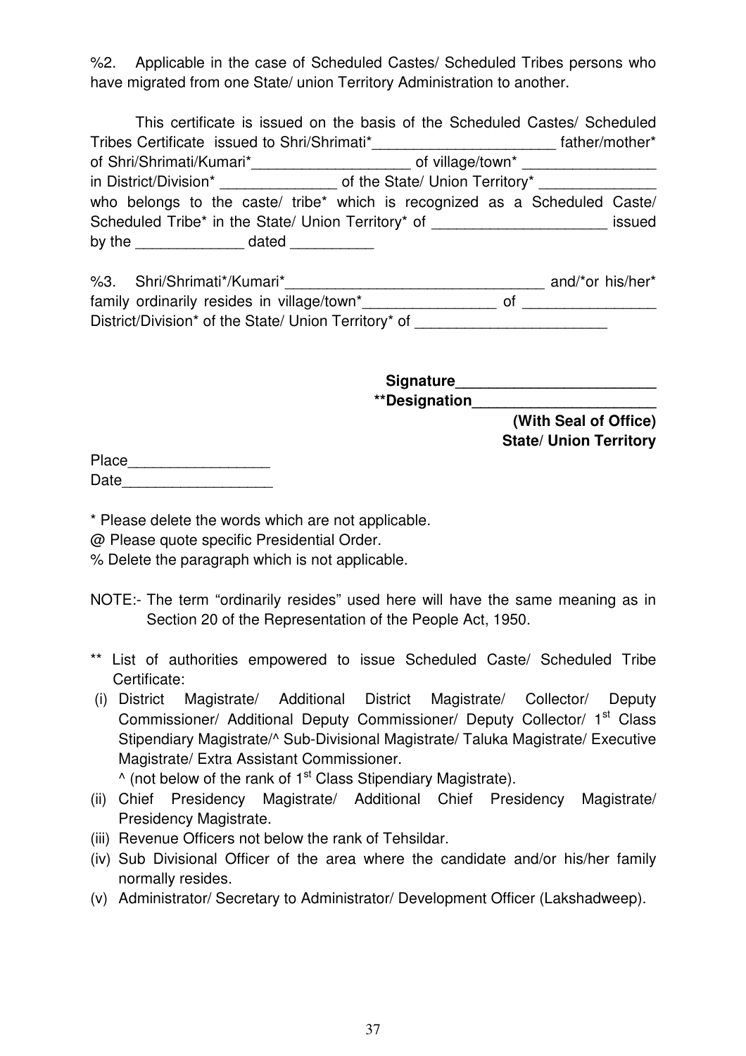%2. Applicable in the case of Scheduled Castes/ Scheduled Tribes persons who have migrated from one State/ union Territory Administration to another.

This certificate is issued on the basis of the Scheduled Castes/ Scheduled Tribes Certificate issued to Shri/Shrimati*______________________ father/mother* of Shri/Shrimati/Kumari*___________________ of village/town* ________________ in District/Division* ______________ of the State/ Union Territory* ______________ who belongs to the caste/ tribe* which is recognized as a Scheduled Caste/ Scheduled Tribe* in the State/ Union Territory* of _____________________ issued by the _____________ dated __________

%3. Shri/Shrimati*/Kumari*________________________________ and/*or his/her* family ordinarily resides in village/town*________________ of ________________ District/Division* of the State/ Union Territory* of _______________________

**Signature________________________**
****Designation______________________**
**(With Seal of Office)**
**State/ Union Territory**

Place_________________
Date__________________

* Please delete the words which are not applicable.
@ Please quote specific Presidential Order.
% Delete the paragraph which is not applicable.

NOTE:- The term "ordinarily resides" used here will have the same meaning as in Section 20 of the Representation of the People Act, 1950.

** List of authorities empowered to issue Scheduled Caste/ Scheduled Tribe Certificate:

(i) District Magistrate/ Additional District Magistrate/ Collector/ Deputy Commissioner/ Additional Deputy Commissioner/ Deputy Collector/ 1st Class Stipendiary Magistrate/^ Sub-Divisional Magistrate/ Taluka Magistrate/ Executive Magistrate/ Extra Assistant Commissioner.
^ (not below of the rank of 1st Class Stipendiary Magistrate).
(ii) Chief Presidency Magistrate/ Additional Chief Presidency Magistrate/ Presidency Magistrate.
(iii) Revenue Officers not below the rank of Tehsildar.
(iv) Sub Divisional Officer of the area where the candidate and/or his/her family normally resides.
(v) Administrator/ Secretary to Administrator/ Development Officer (Lakshadweep).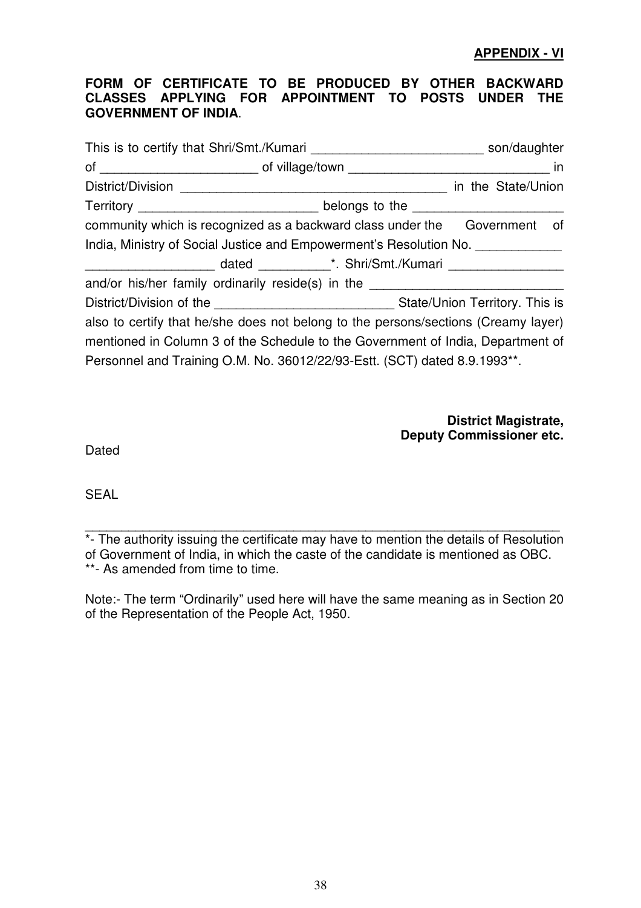**APPENDIX - VI**

**FORM OF CERTIFICATE TO BE PRODUCED BY OTHER BACKWARD CLASSES APPLYING FOR APPOINTMENT TO POSTS UNDER THE GOVERNMENT OF INDIA**.

This is to certify that Shri/Smt./Kumari ________________________ son/daughter of _____________________ of village/town ____________________________ in District/Division ____________________________________ in the State/Union Territory ________________________ belongs to the _____________________ community which is recognized as a backward class under the Government of India, Ministry of Social Justice and Empowerment's Resolution No. ____________ __________________ dated __________*. Shri/Smt./Kumari ________________ and/or his/her family ordinarily reside(s) in the ___________________________ District/Division of the ________________________ State/Union Territory. This is also to certify that he/she does not belong to the persons/sections (Creamy layer) mentioned in Column 3 of the Schedule to the Government of India, Department of Personnel and Training O.M. No. 36012/22/93-Estt. (SCT) dated 8.9.1993**.

**District Magistrate,**
**Deputy Commissioner etc.**

Dated

SEAL

---

*- The authority issuing the certificate may have to mention the details of Resolution of Government of India, in which the caste of the candidate is mentioned as OBC.
**- As amended from time to time.

Note:- The term "Ordinarily" used here will have the same meaning as in Section 20 of the Representation of the People Act, 1950.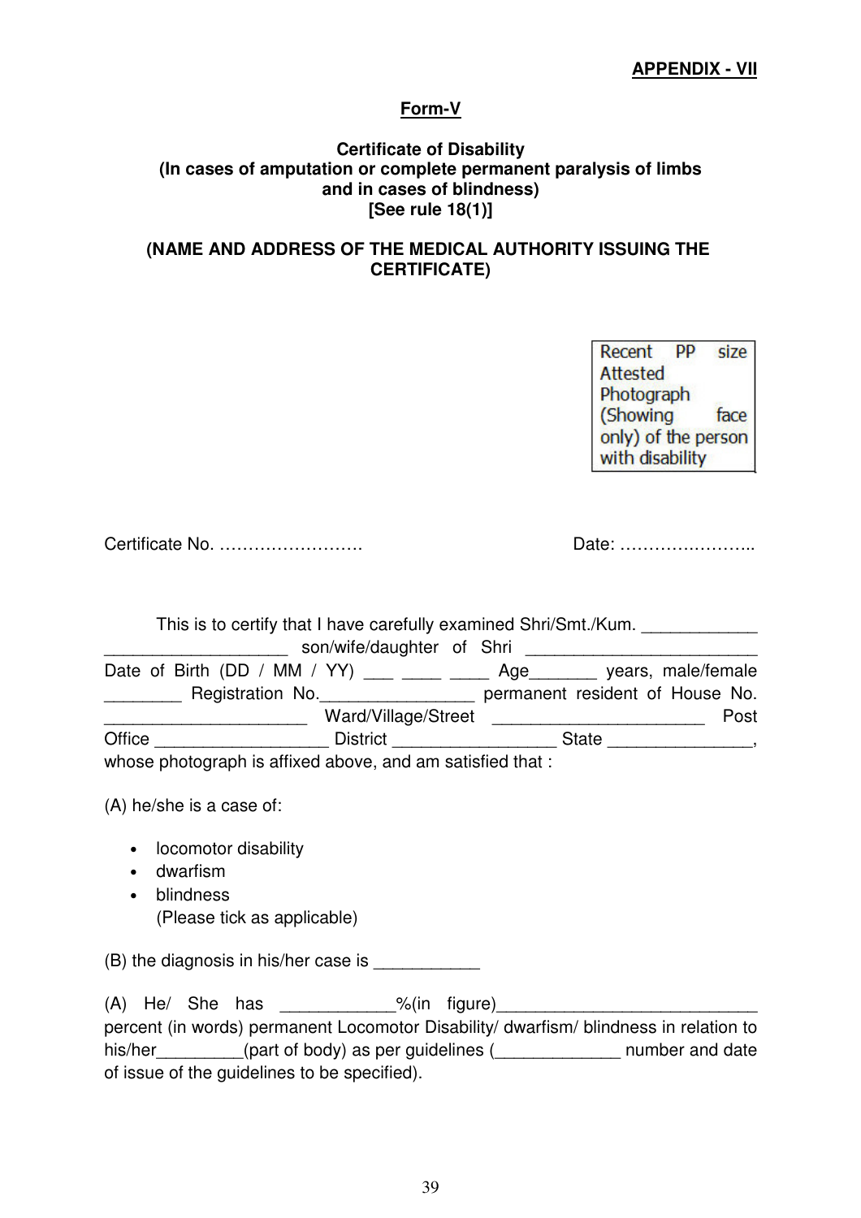**APPENDIX - VII**

**Form-V**

**Certificate of Disability**
**(In cases of amputation or complete permanent paralysis of limbs and in cases of blindness)**
**[See rule 18(1)]**

**(NAME AND ADDRESS OF THE MEDICAL AUTHORITY ISSUING THE CERTIFICATE)**

| Recent PP size Attested Photograph (Showing face only) of the person with disability |
|---|

Certificate No. …………………….   Date: …………………..

This is to certify that I have carefully examined Shri/Smt./Kum. ____________ ___________________ son/wife/daughter of Shri ________________________ Date of Birth (DD / MM / YY) ___ ____ ____ Age_______ years, male/female ________ Registration No.________________ permanent resident of House No. _____________________ Ward/Village/Street ______________________ Post Office __________________ District _________________ State _______________, whose photograph is affixed above, and am satisfied that :

(A) he/she is a case of:

- locomotor disability
- dwarfism
- blindness
  (Please tick as applicable)

(B) the diagnosis in his/her case is ___________

(A) He/ She has ____________%(in figure)___________________________ percent (in words) permanent Locomotor Disability/ dwarfism/ blindness in relation to his/her_________(part of body) as per guidelines (_____________ number and date of issue of the guidelines to be specified).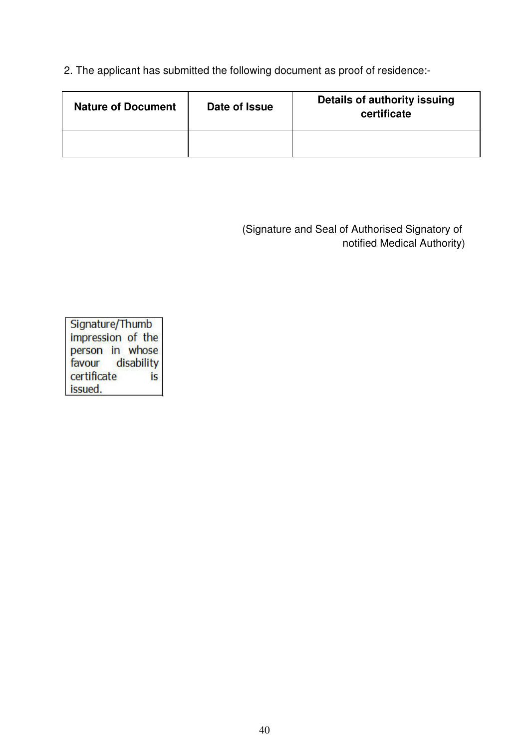2. The applicant has submitted the following document as proof of residence:-

| Nature of Document | Date of Issue | Details of authority issuing certificate |
|---|---|---|
| | | |

(Signature and Seal of Authorised Signatory of notified Medical Authority)

| Signature/Thumb impression of the person in whose favour disability certificate is issued. |
|---|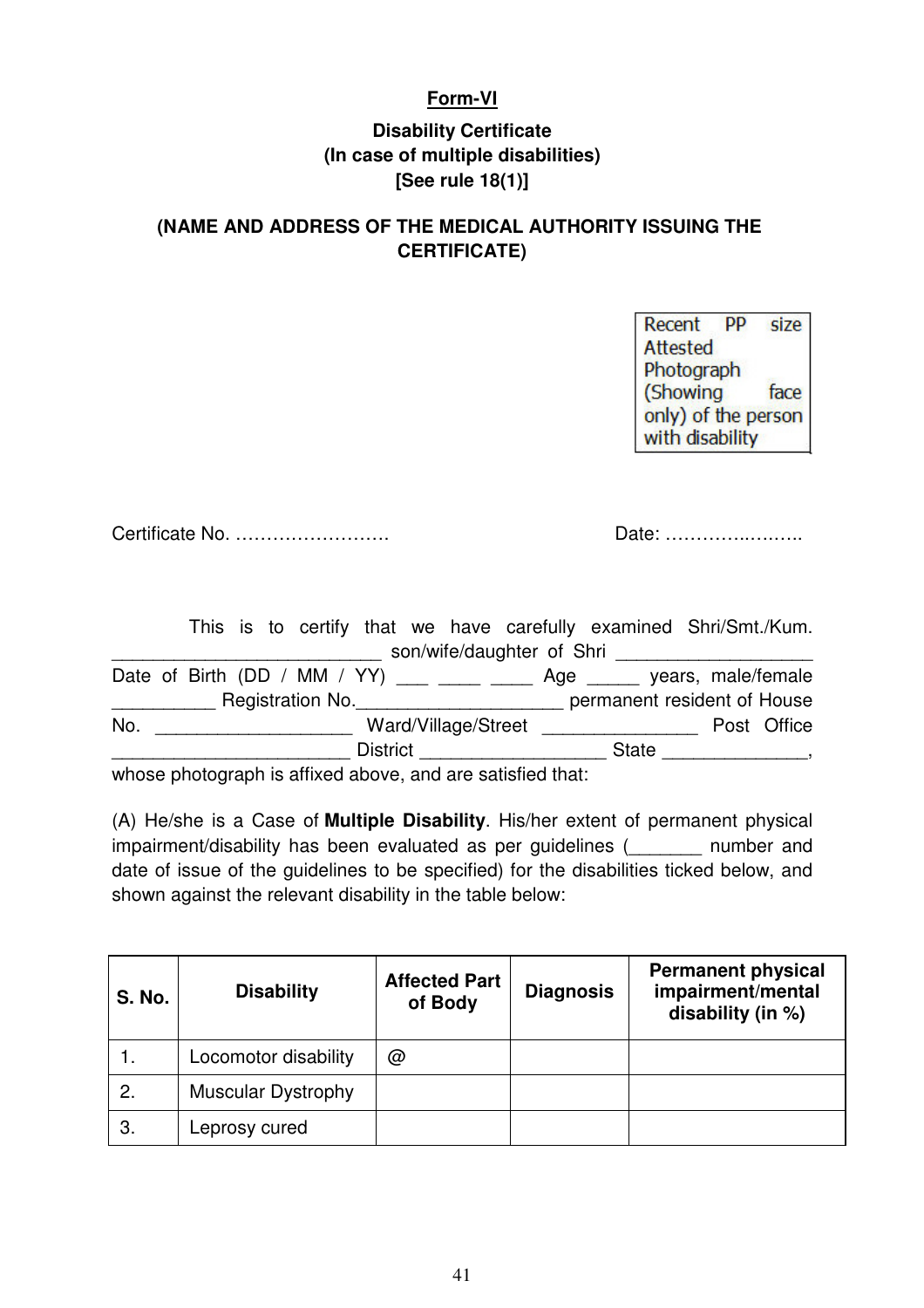**Form-VI**

**Disability Certificate**
**(In case of multiple disabilities)**
**[See rule 18(1)]**

**(NAME AND ADDRESS OF THE MEDICAL AUTHORITY ISSUING THE CERTIFICATE)**

Recent PP size Attested Photograph (Showing face only) of the person with disability

Certificate No. …………………….  Date: ……………..…….

This is to certify that we have carefully examined Shri/Smt./Kum. __________________________ son/wife/daughter of Shri ___________________ Date of Birth (DD / MM / YY) ___ ____ ____ Age _____ years, male/female __________ Registration No.____________________ permanent resident of House No. ___________________ Ward/Village/Street _______________ Post Office _______________________ District __________________ State ______________, whose photograph is affixed above, and are satisfied that:

(A) He/she is a Case of **Multiple Disability**. His/her extent of permanent physical impairment/disability has been evaluated as per guidelines (_______ number and date of issue of the guidelines to be specified) for the disabilities ticked below, and shown against the relevant disability in the table below:

| S. No. | Disability | Affected Part of Body | Diagnosis | Permanent physical impairment/mental disability (in %) |
|---|---|---|---|---|
| 1. | Locomotor disability | @ | | |
| 2. | Muscular Dystrophy | | | |
| 3. | Leprosy cured | | | |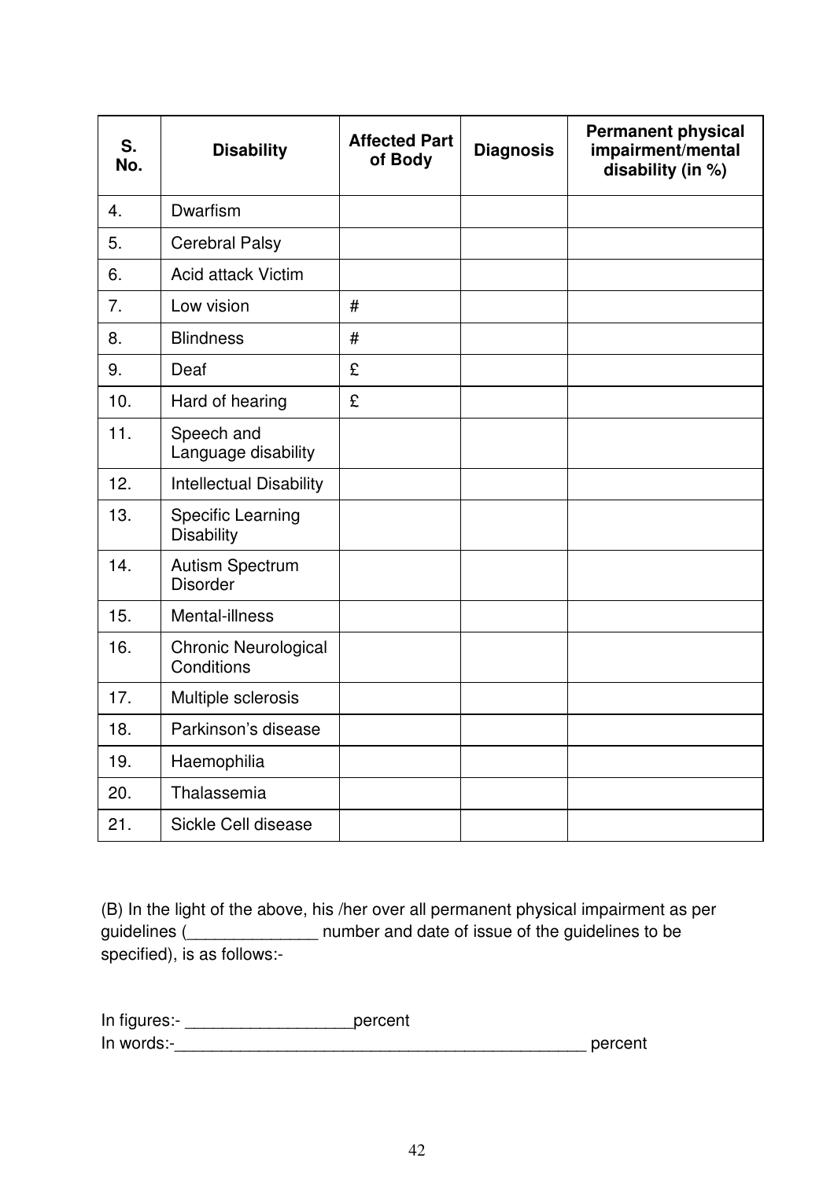| S. No. | Disability | Affected Part of Body | Diagnosis | Permanent physical impairment/mental disability (in %) |
|---|---|---|---|---|
| 4. | Dwarfism | | | |
| 5. | Cerebral Palsy | | | |
| 6. | Acid attack Victim | | | |
| 7. | Low vision | # | | |
| 8. | Blindness | # | | |
| 9. | Deaf | £ | | |
| 10. | Hard of hearing | £ | | |
| 11. | Speech and Language disability | | | |
| 12. | Intellectual Disability | | | |
| 13. | Specific Learning Disability | | | |
| 14. | Autism Spectrum Disorder | | | |
| 15. | Mental-illness | | | |
| 16. | Chronic Neurological Conditions | | | |
| 17. | Multiple sclerosis | | | |
| 18. | Parkinson's disease | | | |
| 19. | Haemophilia | | | |
| 20. | Thalassemia | | | |
| 21. | Sickle Cell disease | | | |

(B) In the light of the above, his /her over all permanent physical impairment as per guidelines (______________ number and date of issue of the guidelines to be specified), is as follows:-

In figures:- __________________percent

In words:-_______________________________________________ percent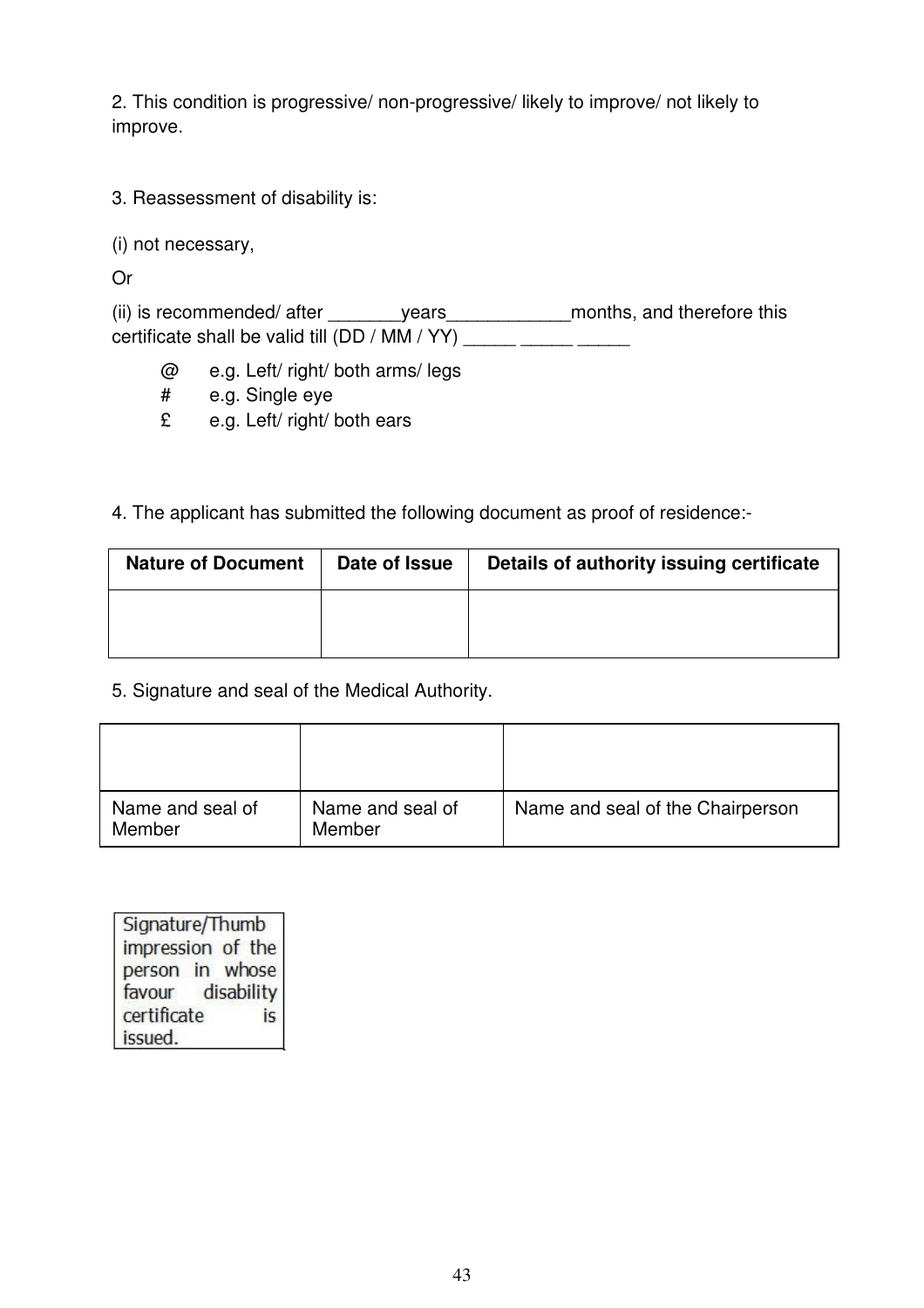2. This condition is progressive/ non-progressive/ likely to improve/ not likely to improve.

3. Reassessment of disability is:

(i) not necessary,

Or

(ii) is recommended/ after _______years____________months, and therefore this certificate shall be valid till (DD / MM / YY) _____ _____ _____

@ e.g. Left/ right/ both arms/ legs

# e.g. Single eye

£ e.g. Left/ right/ both ears

4. The applicant has submitted the following document as proof of residence:-

| Nature of Document | Date of Issue | Details of authority issuing certificate |
|---|---|---|
| | | |

5. Signature and seal of the Medical Authority.

| | | |
|---|---|---|
| Name and seal of Member | Name and seal of Member | Name and seal of the Chairperson |

| Signature/Thumb impression of the person in whose favour disability certificate is issued. |
|---|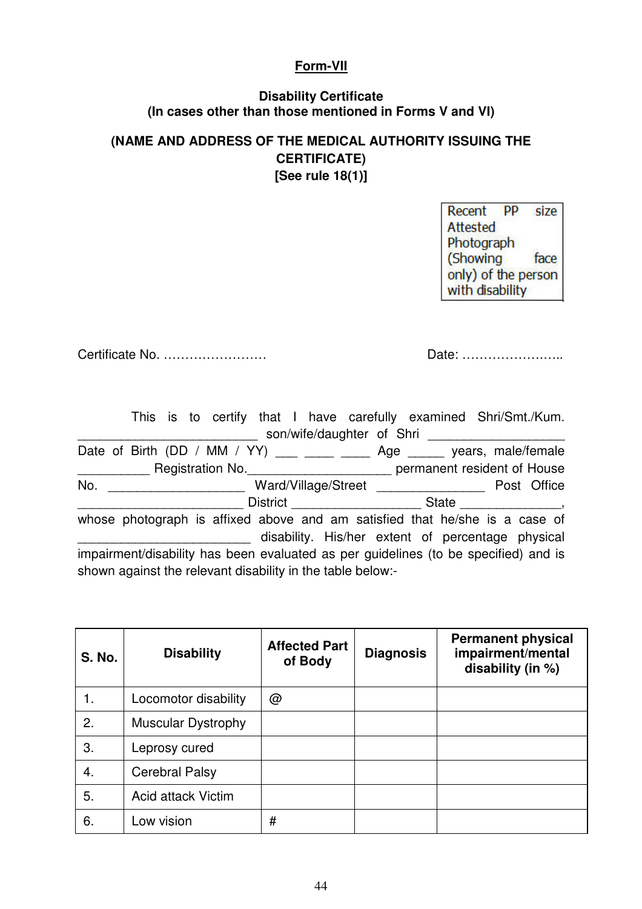**Form-VII**

**Disability Certificate**
**(In cases other than those mentioned in Forms V and VI)**

**(NAME AND ADDRESS OF THE MEDICAL AUTHORITY ISSUING THE CERTIFICATE)**
**[See rule 18(1)]**

| Recent PP size Attested Photograph (Showing face only) of the person with disability |
|---|

Certificate No. ……………………          Date: …………………..

This is to certify that I have carefully examined Shri/Smt./Kum. ________________________ son/wife/daughter of Shri __________________ Date of Birth (DD / MM / YY) ___ ____ ____ Age _____ years, male/female __________ Registration No.____________________ permanent resident of House No. __________________ Ward/Village/Street _______________ Post Office ______________________ District __________________ State ______________, whose photograph is affixed above and am satisfied that he/she is a case of ________________________ disability. His/her extent of percentage physical impairment/disability has been evaluated as per guidelines (to be specified) and is shown against the relevant disability in the table below:-

| S. No. | Disability | Affected Part of Body | Diagnosis | Permanent physical impairment/mental disability (in %) |
|---|---|---|---|---|
| 1. | Locomotor disability | @ | | |
| 2. | Muscular Dystrophy | | | |
| 3. | Leprosy cured | | | |
| 4. | Cerebral Palsy | | | |
| 5. | Acid attack Victim | | | |
| 6. | Low vision | # | | |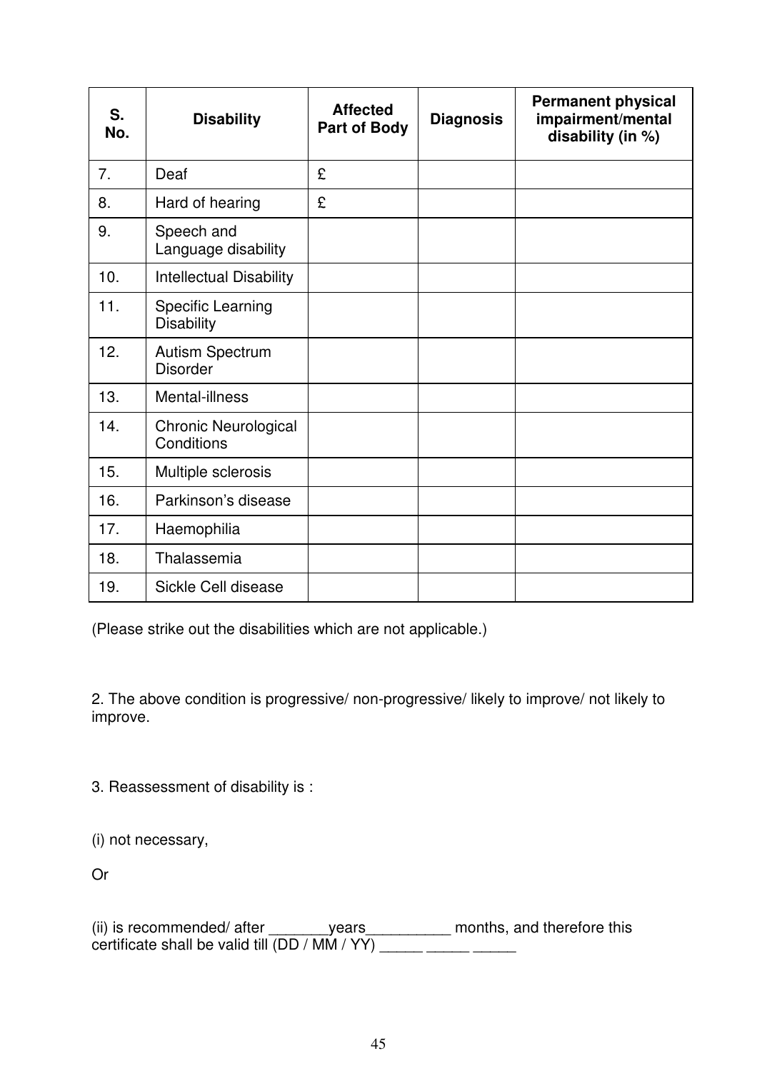| S. No. | Disability | Affected Part of Body | Diagnosis | Permanent physical impairment/mental disability (in %) |
|---|---|---|---|---|
| 7. | Deaf | £ | | |
| 8. | Hard of hearing | £ | | |
| 9. | Speech and Language disability | | | |
| 10. | Intellectual Disability | | | |
| 11. | Specific Learning Disability | | | |
| 12. | Autism Spectrum Disorder | | | |
| 13. | Mental-illness | | | |
| 14. | Chronic Neurological Conditions | | | |
| 15. | Multiple sclerosis | | | |
| 16. | Parkinson's disease | | | |
| 17. | Haemophilia | | | |
| 18. | Thalassemia | | | |
| 19. | Sickle Cell disease | | | |

(Please strike out the disabilities which are not applicable.)

2. The above condition is progressive/ non-progressive/ likely to improve/ not likely to improve.

3. Reassessment of disability is :

(i) not necessary,

Or

(ii) is recommended/ after _______years__________ months, and therefore this certificate shall be valid till (DD / MM / YY) _____ _____ _____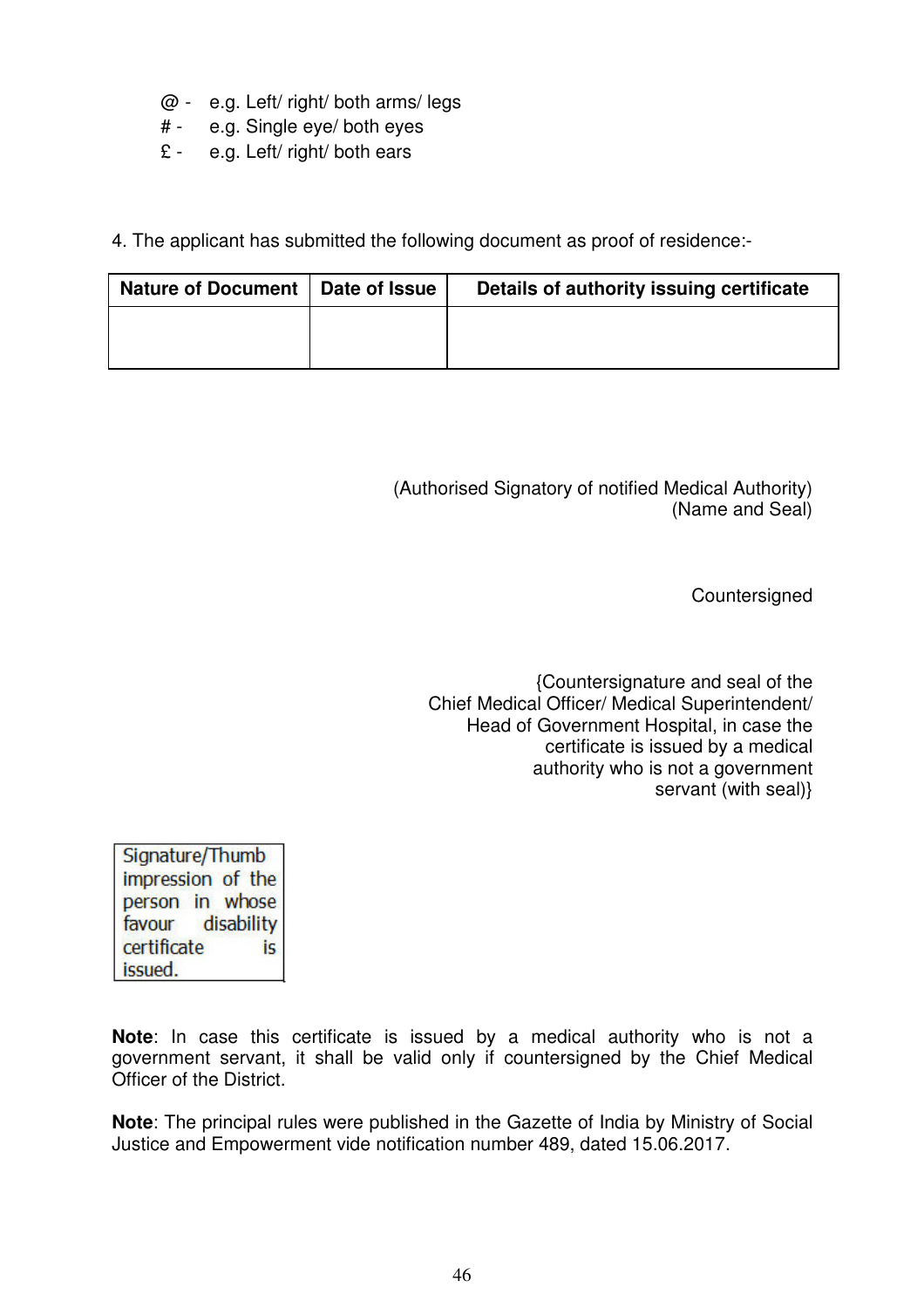@ - e.g. Left/ right/ both arms/ legs

# - e.g. Single eye/ both eyes

£ - e.g. Left/ right/ both ears

4. The applicant has submitted the following document as proof of residence:-

| Nature of Document | Date of Issue | Details of authority issuing certificate |
|---|---|---|
| | | |

(Authorised Signatory of notified Medical Authority)
(Name and Seal)

Countersigned

{Countersignature and seal of the Chief Medical Officer/ Medical Superintendent/ Head of Government Hospital, in case the certificate is issued by a medical authority who is not a government servant (with seal)}

| Signature/Thumb impression of the person in whose favour disability certificate is issued. |
|---|

**Note**: In case this certificate is issued by a medical authority who is not a government servant, it shall be valid only if countersigned by the Chief Medical Officer of the District.

**Note**: The principal rules were published in the Gazette of India by Ministry of Social Justice and Empowerment vide notification number 489, dated 15.06.2017.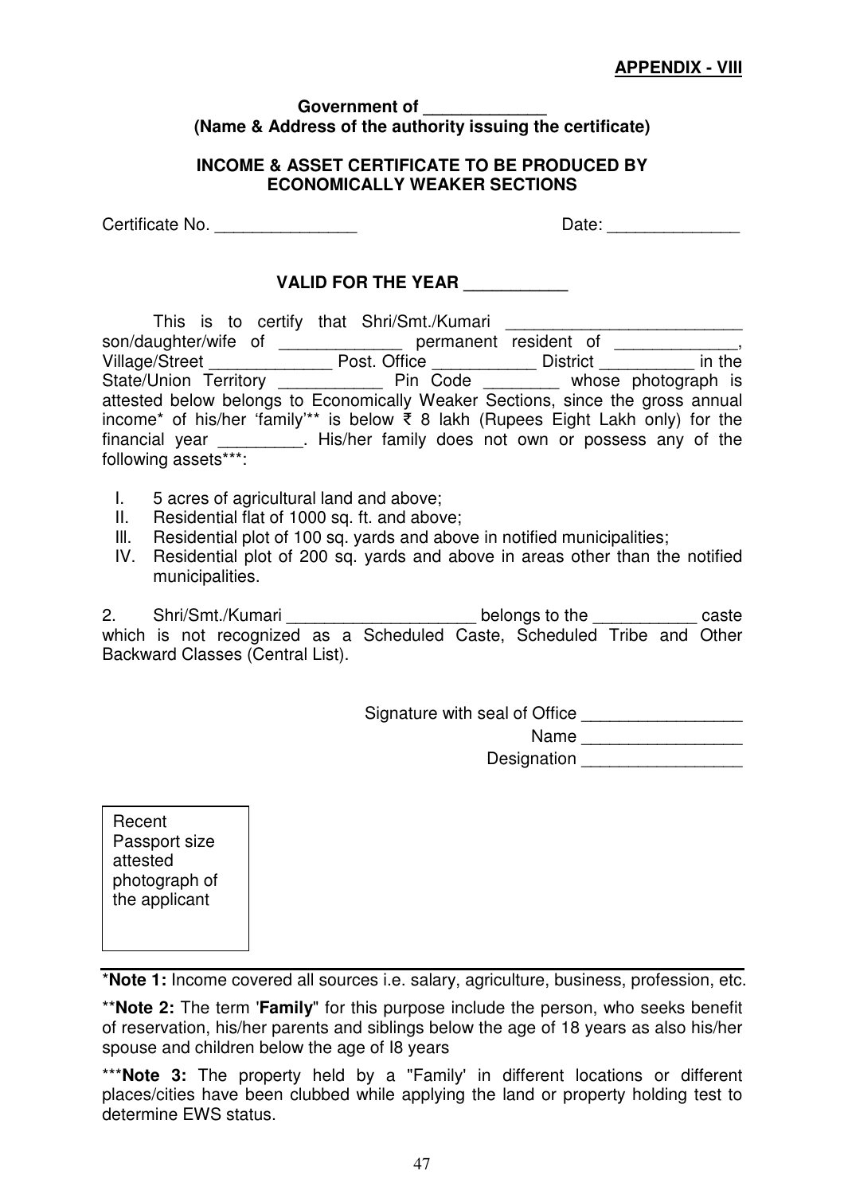**APPENDIX - VIII**

**Government of _____________**
**(Name & Address of the authority issuing the certificate)**

**INCOME & ASSET CERTIFICATE TO BE PRODUCED BY ECONOMICALLY WEAKER SECTIONS**

Certificate No. _______________ Date: ______________

**VALID FOR THE YEAR ___________**

This is to certify that Shri/Smt./Kumari _________________________ son/daughter/wife of _____________ permanent resident of _____________, Village/Street _____________ Post. Office ___________ District __________ in the State/Union Territory ___________ Pin Code ________ whose photograph is attested below belongs to Economically Weaker Sections, since the gross annual income* of his/her 'family'** is below ₹ 8 lakh (Rupees Eight Lakh only) for the financial year _________. His/her family does not own or possess any of the following assets***:

I. 5 acres of agricultural land and above;
II. Residential flat of 1000 sq. ft. and above;
III. Residential plot of 100 sq. yards and above in notified municipalities;
IV. Residential plot of 200 sq. yards and above in areas other than the notified municipalities.

2. Shri/Smt./Kumari ____________________ belongs to the ___________ caste which is not recognized as a Scheduled Caste, Scheduled Tribe and Other Backward Classes (Central List).

Signature with seal of Office ________________
Name ________________
Designation ________________

Recent Passport size attested photograph of the applicant

---

***Note 1:** Income covered all sources i.e. salary, agriculture, business, profession, etc.

****Note 2:** The term '**Family**" for this purpose include the person, who seeks benefit of reservation, his/her parents and siblings below the age of 18 years as also his/her spouse and children below the age of I8 years

*****Note 3:** The property held by a "Family' in different locations or different places/cities have been clubbed while applying the land or property holding test to determine EWS status.